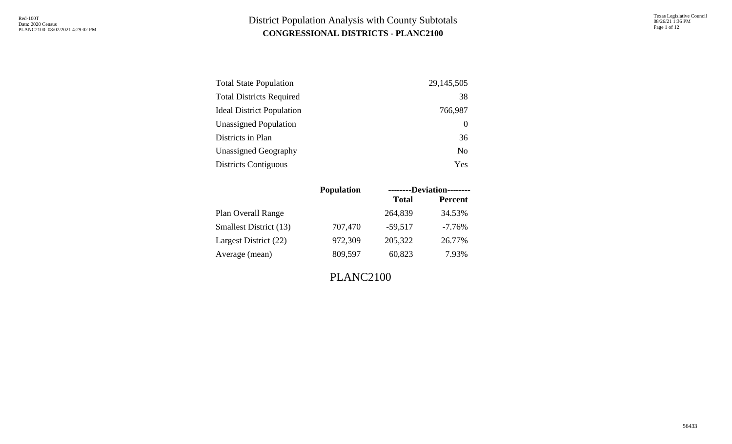# District Population Analysis with County Subtotals

## CONGRESSIONAL DISTRICTS - PLANC2100

| | |
|---|---|
| Total State Population | 29,145,505 |
| Total Districts Required | 38 |
| Ideal District Population | 766,987 |
| Unassigned Population | 0 |
| Districts in Plan | 36 |
| Unassigned Geography | No |
| Districts Contiguous | Yes |

| | Population | --------Deviation-------- | |
|---|---|---|---|
| | | **Total** | **Percent** |
| Plan Overall Range | | 264,839 | 34.53% |
| Smallest District (13) | 707,470 | -59,517 | -7.76% |
| Largest District (22) | 972,309 | 205,322 | 26.77% |
| Average (mean) | 809,597 | 60,823 | 7.93% |

PLANC2100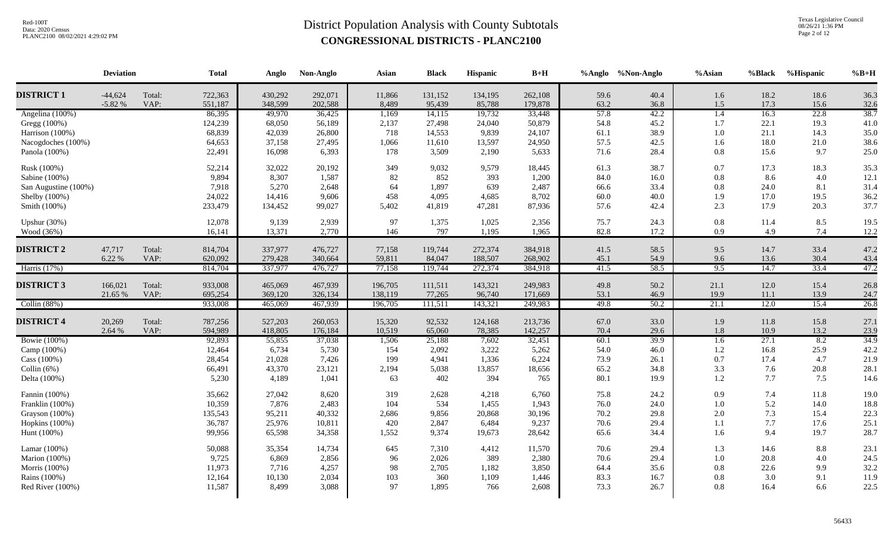# District Population Analysis with County Subtotals

**CONGRESSIONAL DISTRICTS - PLANC2100**

| | Deviation | | Total | Anglo | Non-Anglo | Asian | Black | Hispanic | B+H | %Anglo | %Non-Anglo | %Asian | %Black | %Hispanic | %B+H |
|---|---|---|---|---|---|---|---|---|---|---|---|---|---|---|---|
| **DISTRICT 1** | -44,624 | Total: | 722,363 | 430,292 | 292,071 | 11,866 | 131,152 | 134,195 | 262,108 | 59.6 | 40.4 | 1.6 | 18.2 | 18.6 | 36.3 |
| | -5.82 % | VAP: | 551,187 | 348,599 | 202,588 | 8,489 | 95,439 | 85,788 | 179,878 | 63.2 | 36.8 | 1.5 | 17.3 | 15.6 | 32.6 |
| Angelina (100%) | | | 86,395 | 49,970 | 36,425 | 1,169 | 14,115 | 19,732 | 33,448 | 57.8 | 42.2 | 1.4 | 16.3 | 22.8 | 38.7 |
| Gregg (100%) | | | 124,239 | 68,050 | 56,189 | 2,137 | 27,498 | 24,040 | 50,879 | 54.8 | 45.2 | 1.7 | 22.1 | 19.3 | 41.0 |
| Harrison (100%) | | | 68,839 | 42,039 | 26,800 | 718 | 14,553 | 9,839 | 24,107 | 61.1 | 38.9 | 1.0 | 21.1 | 14.3 | 35.0 |
| Nacogdoches (100%) | | | 64,653 | 37,158 | 27,495 | 1,066 | 11,610 | 13,597 | 24,950 | 57.5 | 42.5 | 1.6 | 18.0 | 21.0 | 38.6 |
| Panola (100%) | | | 22,491 | 16,098 | 6,393 | 178 | 3,509 | 2,190 | 5,633 | 71.6 | 28.4 | 0.8 | 15.6 | 9.7 | 25.0 |
| Rusk (100%) | | | 52,214 | 32,022 | 20,192 | 349 | 9,032 | 9,579 | 18,445 | 61.3 | 38.7 | 0.7 | 17.3 | 18.3 | 35.3 |
| Sabine (100%) | | | 9,894 | 8,307 | 1,587 | 82 | 852 | 393 | 1,200 | 84.0 | 16.0 | 0.8 | 8.6 | 4.0 | 12.1 |
| San Augustine (100%) | | | 7,918 | 5,270 | 2,648 | 64 | 1,897 | 639 | 2,487 | 66.6 | 33.4 | 0.8 | 24.0 | 8.1 | 31.4 |
| Shelby (100%) | | | 24,022 | 14,416 | 9,606 | 458 | 4,095 | 4,685 | 8,702 | 60.0 | 40.0 | 1.9 | 17.0 | 19.5 | 36.2 |
| Smith (100%) | | | 233,479 | 134,452 | 99,027 | 5,402 | 41,819 | 47,281 | 87,936 | 57.6 | 42.4 | 2.3 | 17.9 | 20.3 | 37.7 |
| Upshur (30%) | | | 12,078 | 9,139 | 2,939 | 97 | 1,375 | 1,025 | 2,356 | 75.7 | 24.3 | 0.8 | 11.4 | 8.5 | 19.5 |
| Wood (36%) | | | 16,141 | 13,371 | 2,770 | 146 | 797 | 1,195 | 1,965 | 82.8 | 17.2 | 0.9 | 4.9 | 7.4 | 12.2 |
| **DISTRICT 2** | 47,717 | Total: | 814,704 | 337,977 | 476,727 | 77,158 | 119,744 | 272,374 | 384,918 | 41.5 | 58.5 | 9.5 | 14.7 | 33.4 | 47.2 |
| | 6.22 % | VAP: | 620,092 | 279,428 | 340,664 | 59,811 | 84,047 | 188,507 | 268,902 | 45.1 | 54.9 | 9.6 | 13.6 | 30.4 | 43.4 |
| Harris (17%) | | | 814,704 | 337,977 | 476,727 | 77,158 | 119,744 | 272,374 | 384,918 | 41.5 | 58.5 | 9.5 | 14.7 | 33.4 | 47.2 |
| **DISTRICT 3** | 166,021 | Total: | 933,008 | 465,069 | 467,939 | 196,705 | 111,511 | 143,321 | 249,983 | 49.8 | 50.2 | 21.1 | 12.0 | 15.4 | 26.8 |
| | 21.65 % | VAP: | 695,254 | 369,120 | 326,134 | 138,119 | 77,265 | 96,740 | 171,669 | 53.1 | 46.9 | 19.9 | 11.1 | 13.9 | 24.7 |
| Collin (88%) | | | 933,008 | 465,069 | 467,939 | 196,705 | 111,511 | 143,321 | 249,983 | 49.8 | 50.2 | 21.1 | 12.0 | 15.4 | 26.8 |
| **DISTRICT 4** | 20,269 | Total: | 787,256 | 527,203 | 260,053 | 15,320 | 92,532 | 124,168 | 213,736 | 67.0 | 33.0 | 1.9 | 11.8 | 15.8 | 27.1 |
| | 2.64 % | VAP: | 594,989 | 418,805 | 176,184 | 10,519 | 65,060 | 78,385 | 142,257 | 70.4 | 29.6 | 1.8 | 10.9 | 13.2 | 23.9 |
| Bowie (100%) | | | 92,893 | 55,855 | 37,038 | 1,506 | 25,188 | 7,602 | 32,451 | 60.1 | 39.9 | 1.6 | 27.1 | 8.2 | 34.9 |
| Camp (100%) | | | 12,464 | 6,734 | 5,730 | 154 | 2,092 | 3,222 | 5,262 | 54.0 | 46.0 | 1.2 | 16.8 | 25.9 | 42.2 |
| Cass (100%) | | | 28,454 | 21,028 | 7,426 | 199 | 4,941 | 1,336 | 6,224 | 73.9 | 26.1 | 0.7 | 17.4 | 4.7 | 21.9 |
| Collin (6%) | | | 66,491 | 43,370 | 23,121 | 2,194 | 5,038 | 13,857 | 18,656 | 65.2 | 34.8 | 3.3 | 7.6 | 20.8 | 28.1 |
| Delta (100%) | | | 5,230 | 4,189 | 1,041 | 63 | 402 | 394 | 765 | 80.1 | 19.9 | 1.2 | 7.7 | 7.5 | 14.6 |
| Fannin (100%) | | | 35,662 | 27,042 | 8,620 | 319 | 2,628 | 4,218 | 6,760 | 75.8 | 24.2 | 0.9 | 7.4 | 11.8 | 19.0 |
| Franklin (100%) | | | 10,359 | 7,876 | 2,483 | 104 | 534 | 1,455 | 1,943 | 76.0 | 24.0 | 1.0 | 5.2 | 14.0 | 18.8 |
| Grayson (100%) | | | 135,543 | 95,211 | 40,332 | 2,686 | 9,856 | 20,868 | 30,196 | 70.2 | 29.8 | 2.0 | 7.3 | 15.4 | 22.3 |
| Hopkins (100%) | | | 36,787 | 25,976 | 10,811 | 420 | 2,847 | 6,484 | 9,237 | 70.6 | 29.4 | 1.1 | 7.7 | 17.6 | 25.1 |
| Hunt (100%) | | | 99,956 | 65,598 | 34,358 | 1,552 | 9,374 | 19,673 | 28,642 | 65.6 | 34.4 | 1.6 | 9.4 | 19.7 | 28.7 |
| Lamar (100%) | | | 50,088 | 35,354 | 14,734 | 645 | 7,310 | 4,412 | 11,570 | 70.6 | 29.4 | 1.3 | 14.6 | 8.8 | 23.1 |
| Marion (100%) | | | 9,725 | 6,869 | 2,856 | 96 | 2,026 | 389 | 2,380 | 70.6 | 29.4 | 1.0 | 20.8 | 4.0 | 24.5 |
| Morris (100%) | | | 11,973 | 7,716 | 4,257 | 98 | 2,705 | 1,182 | 3,850 | 64.4 | 35.6 | 0.8 | 22.6 | 9.9 | 32.2 |
| Rains (100%) | | | 12,164 | 10,130 | 2,034 | 103 | 360 | 1,109 | 1,446 | 83.3 | 16.7 | 0.8 | 3.0 | 9.1 | 11.9 |
| Red River (100%) | | | 11,587 | 8,499 | 3,088 | 97 | 1,895 | 766 | 2,608 | 73.3 | 26.7 | 0.8 | 16.4 | 6.6 | 22.5 |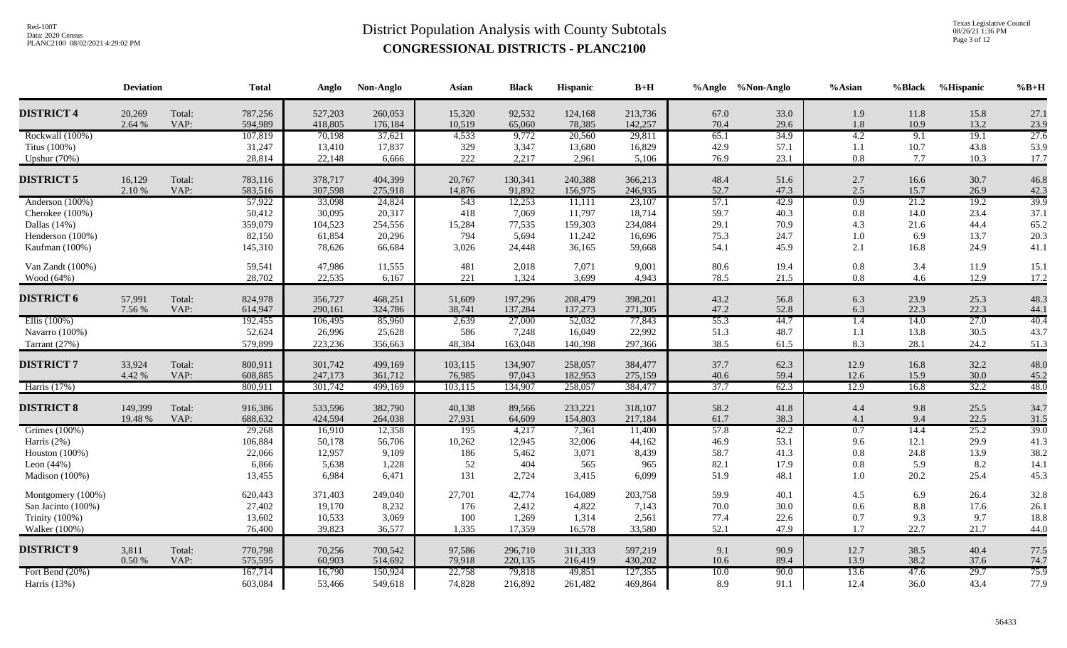# District Population Analysis with County Subtotals

**CONGRESSIONAL DISTRICTS - PLANC2100**

Red-100T
Data: 2020 Census
PLANC2100 08/02/2021 4:29:02 PM

Texas Legislative Council
08/26/21 1:36 PM

| | Deviation | | Total | Anglo | Non-Anglo | Asian | Black | Hispanic | B+H | %Anglo | %Non-Anglo | %Asian | %Black | %Hispanic | %B+H |
|---|---|---|---|---|---|---|---|---|---|---|---|---|---|---|---|
| **DISTRICT 4** | 20,269 | Total: | 787,256 | 527,203 | 260,053 | 15,320 | 92,532 | 124,168 | 213,736 | 67.0 | 33.0 | 1.9 | 11.8 | 15.8 | 27.1 |
| | 2.64 % | VAP: | 594,989 | 418,805 | 176,184 | 10,519 | 65,060 | 78,385 | 142,257 | 70.4 | 29.6 | 1.8 | 10.9 | 13.2 | 23.9 |
| Rockwall (100%) | | | 107,819 | 70,198 | 37,621 | 4,533 | 9,772 | 20,560 | 29,811 | 65.1 | 34.9 | 4.2 | 9.1 | 19.1 | 27.6 |
| Titus (100%) | | | 31,247 | 13,410 | 17,837 | 329 | 3,347 | 13,680 | 16,829 | 42.9 | 57.1 | 1.1 | 10.7 | 43.8 | 53.9 |
| Upshur (70%) | | | 28,814 | 22,148 | 6,666 | 222 | 2,217 | 2,961 | 5,106 | 76.9 | 23.1 | 0.8 | 7.7 | 10.3 | 17.7 |
| **DISTRICT 5** | 16,129 | Total: | 783,116 | 378,717 | 404,399 | 20,767 | 130,341 | 240,388 | 366,213 | 48.4 | 51.6 | 2.7 | 16.6 | 30.7 | 46.8 |
| | 2.10 % | VAP: | 583,516 | 307,598 | 275,918 | 14,876 | 91,892 | 156,975 | 246,935 | 52.7 | 47.3 | 2.5 | 15.7 | 26.9 | 42.3 |
| Anderson (100%) | | | 57,922 | 33,098 | 24,824 | 543 | 12,253 | 11,111 | 23,107 | 57.1 | 42.9 | 0.9 | 21.2 | 19.2 | 39.9 |
| Cherokee (100%) | | | 50,412 | 30,095 | 20,317 | 418 | 7,069 | 11,797 | 18,714 | 59.7 | 40.3 | 0.8 | 14.0 | 23.4 | 37.1 |
| Dallas (14%) | | | 359,079 | 104,523 | 254,556 | 15,284 | 77,535 | 159,303 | 234,084 | 29.1 | 70.9 | 4.3 | 21.6 | 44.4 | 65.2 |
| Henderson (100%) | | | 82,150 | 61,854 | 20,296 | 794 | 5,694 | 11,242 | 16,696 | 75.3 | 24.7 | 1.0 | 6.9 | 13.7 | 20.3 |
| Kaufman (100%) | | | 145,310 | 78,626 | 66,684 | 3,026 | 24,448 | 36,165 | 59,668 | 54.1 | 45.9 | 2.1 | 16.8 | 24.9 | 41.1 |
| Van Zandt (100%) | | | 59,541 | 47,986 | 11,555 | 481 | 2,018 | 7,071 | 9,001 | 80.6 | 19.4 | 0.8 | 3.4 | 11.9 | 15.1 |
| Wood (64%) | | | 28,702 | 22,535 | 6,167 | 221 | 1,324 | 3,699 | 4,943 | 78.5 | 21.5 | 0.8 | 4.6 | 12.9 | 17.2 |
| **DISTRICT 6** | 57,991 | Total: | 824,978 | 356,727 | 468,251 | 51,609 | 197,296 | 208,479 | 398,201 | 43.2 | 56.8 | 6.3 | 23.9 | 25.3 | 48.3 |
| | 7.56 % | VAP: | 614,947 | 290,161 | 324,786 | 38,741 | 137,284 | 137,273 | 271,305 | 47.2 | 52.8 | 6.3 | 22.3 | 22.3 | 44.1 |
| Ellis (100%) | | | 192,455 | 106,495 | 85,960 | 2,639 | 27,000 | 52,032 | 77,843 | 55.3 | 44.7 | 1.4 | 14.0 | 27.0 | 40.4 |
| Navarro (100%) | | | 52,624 | 26,996 | 25,628 | 586 | 7,248 | 16,049 | 22,992 | 51.3 | 48.7 | 1.1 | 13.8 | 30.5 | 43.7 |
| Tarrant (27%) | | | 579,899 | 223,236 | 356,663 | 48,384 | 163,048 | 140,398 | 297,366 | 38.5 | 61.5 | 8.3 | 28.1 | 24.2 | 51.3 |
| **DISTRICT 7** | 33,924 | Total: | 800,911 | 301,742 | 499,169 | 103,115 | 134,907 | 258,057 | 384,477 | 37.7 | 62.3 | 12.9 | 16.8 | 32.2 | 48.0 |
| | 4.42 % | VAP: | 608,885 | 247,173 | 361,712 | 76,985 | 97,043 | 182,953 | 275,159 | 40.6 | 59.4 | 12.6 | 15.9 | 30.0 | 45.2 |
| Harris (17%) | | | 800,911 | 301,742 | 499,169 | 103,115 | 134,907 | 258,057 | 384,477 | 37.7 | 62.3 | 12.9 | 16.8 | 32.2 | 48.0 |
| **DISTRICT 8** | 149,399 | Total: | 916,386 | 533,596 | 382,790 | 40,138 | 89,566 | 233,221 | 318,107 | 58.2 | 41.8 | 4.4 | 9.8 | 25.5 | 34.7 |
| | 19.48 % | VAP: | 688,632 | 424,594 | 264,038 | 27,931 | 64,609 | 154,803 | 217,184 | 61.7 | 38.3 | 4.1 | 9.4 | 22.5 | 31.5 |
| Grimes (100%) | | | 29,268 | 16,910 | 12,358 | 195 | 4,217 | 7,361 | 11,400 | 57.8 | 42.2 | 0.7 | 14.4 | 25.2 | 39.0 |
| Harris (2%) | | | 106,884 | 50,178 | 56,706 | 10,262 | 12,945 | 32,006 | 44,162 | 46.9 | 53.1 | 9.6 | 12.1 | 29.9 | 41.3 |
| Houston (100%) | | | 22,066 | 12,957 | 9,109 | 186 | 5,462 | 3,071 | 8,439 | 58.7 | 41.3 | 0.8 | 24.8 | 13.9 | 38.2 |
| Leon (44%) | | | 6,866 | 5,638 | 1,228 | 52 | 404 | 565 | 965 | 82.1 | 17.9 | 0.8 | 5.9 | 8.2 | 14.1 |
| Madison (100%) | | | 13,455 | 6,984 | 6,471 | 131 | 2,724 | 3,415 | 6,099 | 51.9 | 48.1 | 1.0 | 20.2 | 25.4 | 45.3 |
| Montgomery (100%) | | | 620,443 | 371,403 | 249,040 | 27,701 | 42,774 | 164,089 | 203,758 | 59.9 | 40.1 | 4.5 | 6.9 | 26.4 | 32.8 |
| San Jacinto (100%) | | | 27,402 | 19,170 | 8,232 | 176 | 2,412 | 4,822 | 7,143 | 70.0 | 30.0 | 0.6 | 8.8 | 17.6 | 26.1 |
| Trinity (100%) | | | 13,602 | 10,533 | 3,069 | 100 | 1,269 | 1,314 | 2,561 | 77.4 | 22.6 | 0.7 | 9.3 | 9.7 | 18.8 |
| Walker (100%) | | | 76,400 | 39,823 | 36,577 | 1,335 | 17,359 | 16,578 | 33,580 | 52.1 | 47.9 | 1.7 | 22.7 | 21.7 | 44.0 |
| **DISTRICT 9** | 3,811 | Total: | 770,798 | 70,256 | 700,542 | 97,586 | 296,710 | 311,333 | 597,219 | 9.1 | 90.9 | 12.7 | 38.5 | 40.4 | 77.5 |
| | 0.50 % | VAP: | 575,595 | 60,903 | 514,692 | 79,918 | 220,135 | 216,419 | 430,202 | 10.6 | 89.4 | 13.9 | 38.2 | 37.6 | 74.7 |
| Fort Bend (20%) | | | 167,714 | 16,790 | 150,924 | 22,758 | 79,818 | 49,851 | 127,355 | 10.0 | 90.0 | 13.6 | 47.6 | 29.7 | 75.9 |
| Harris (13%) | | | 603,084 | 53,466 | 549,618 | 74,828 | 216,892 | 261,482 | 469,864 | 8.9 | 91.1 | 12.4 | 36.0 | 43.4 | 77.9 |

56433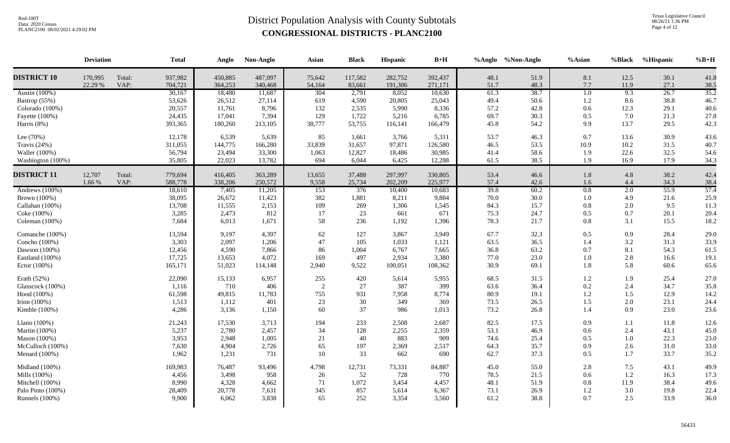# District Population Analysis with County Subtotals

## CONGRESSIONAL DISTRICTS - PLANC2100

Red-100T
Data: 2020 Census
PLANC2100 08/02/2021 4:29:02 PM

Texas Legislative Council
08/26/21 1:36 PM

| | Deviation | | Total | Anglo | Non-Anglo | Asian | Black | Hispanic | B+H | %Anglo | %Non-Anglo | %Asian | %Black | %Hispanic | %B+H |
|---|---|---|---|---|---|---|---|---|---|---|---|---|---|---|---|
| **DISTRICT 10** | 170,995 | Total: | 937,982 | 450,885 | 487,097 | 75,642 | 117,582 | 282,752 | 392,437 | 48.1 | 51.9 | 8.1 | 12.5 | 30.1 | 41.8 |
| | 22.29 % | VAP: | 704,721 | 364,253 | 340,468 | 54,164 | 83,661 | 191,306 | 271,171 | 51.7 | 48.3 | 7.7 | 11.9 | 27.1 | 38.5 |
| Austin (100%) | | | 30,167 | 18,480 | 11,687 | 304 | 2,791 | 8,052 | 10,630 | 61.3 | 38.7 | 1.0 | 9.3 | 26.7 | 35.2 |
| Bastrop (55%) | | | 53,626 | 26,512 | 27,114 | 619 | 4,590 | 20,805 | 25,043 | 49.4 | 50.6 | 1.2 | 8.6 | 38.8 | 46.7 |
| Colorado (100%) | | | 20,557 | 11,761 | 8,796 | 132 | 2,535 | 5,990 | 8,336 | 57.2 | 42.8 | 0.6 | 12.3 | 29.1 | 40.6 |
| Fayette (100%) | | | 24,435 | 17,041 | 7,394 | 129 | 1,722 | 5,216 | 6,785 | 69.7 | 30.3 | 0.5 | 7.0 | 21.3 | 27.8 |
| Harris (8%) | | | 393,365 | 180,260 | 213,105 | 38,777 | 53,755 | 116,141 | 166,479 | 45.8 | 54.2 | 9.9 | 13.7 | 29.5 | 42.3 |
| Lee (70%) | | | 12,178 | 6,539 | 5,639 | 85 | 1,661 | 3,766 | 5,311 | 53.7 | 46.3 | 0.7 | 13.6 | 30.9 | 43.6 |
| Travis (24%) | | | 311,055 | 144,775 | 166,280 | 33,839 | 31,657 | 97,871 | 126,580 | 46.5 | 53.5 | 10.9 | 10.2 | 31.5 | 40.7 |
| Waller (100%) | | | 56,794 | 23,494 | 33,300 | 1,063 | 12,827 | 18,486 | 30,985 | 41.4 | 58.6 | 1.9 | 22.6 | 32.5 | 54.6 |
| Washington (100%) | | | 35,805 | 22,023 | 13,782 | 694 | 6,044 | 6,425 | 12,288 | 61.5 | 38.5 | 1.9 | 16.9 | 17.9 | 34.3 |
| **DISTRICT 11** | 12,707 | Total: | 779,694 | 416,405 | 363,289 | 13,655 | 37,488 | 297,997 | 330,805 | 53.4 | 46.6 | 1.8 | 4.8 | 38.2 | 42.4 |
| | 1.66 % | VAP: | 588,778 | 338,206 | 250,572 | 9,558 | 25,734 | 202,209 | 225,977 | 57.4 | 42.6 | 1.6 | 4.4 | 34.3 | 38.4 |
| Andrews (100%) | | | 18,610 | 7,405 | 11,205 | 153 | 376 | 10,400 | 10,683 | 39.8 | 60.2 | 0.8 | 2.0 | 55.9 | 57.4 |
| Brown (100%) | | | 38,095 | 26,672 | 11,423 | 382 | 1,881 | 8,211 | 9,884 | 70.0 | 30.0 | 1.0 | 4.9 | 21.6 | 25.9 |
| Callahan (100%) | | | 13,708 | 11,555 | 2,153 | 109 | 269 | 1,306 | 1,545 | 84.3 | 15.7 | 0.8 | 2.0 | 9.5 | 11.3 |
| Coke (100%) | | | 3,285 | 2,473 | 812 | 17 | 23 | 661 | 671 | 75.3 | 24.7 | 0.5 | 0.7 | 20.1 | 20.4 |
| Coleman (100%) | | | 7,684 | 6,013 | 1,671 | 58 | 236 | 1,192 | 1,396 | 78.3 | 21.7 | 0.8 | 3.1 | 15.5 | 18.2 |
| Comanche (100%) | | | 13,594 | 9,197 | 4,397 | 62 | 127 | 3,867 | 3,949 | 67.7 | 32.3 | 0.5 | 0.9 | 28.4 | 29.0 |
| Concho (100%) | | | 3,303 | 2,097 | 1,206 | 47 | 105 | 1,033 | 1,121 | 63.5 | 36.5 | 1.4 | 3.2 | 31.3 | 33.9 |
| Dawson (100%) | | | 12,456 | 4,590 | 7,866 | 86 | 1,004 | 6,767 | 7,665 | 36.8 | 63.2 | 0.7 | 8.1 | 54.3 | 61.5 |
| Eastland (100%) | | | 17,725 | 13,653 | 4,072 | 169 | 497 | 2,934 | 3,380 | 77.0 | 23.0 | 1.0 | 2.8 | 16.6 | 19.1 |
| Ector (100%) | | | 165,171 | 51,023 | 114,148 | 2,940 | 9,522 | 100,051 | 108,362 | 30.9 | 69.1 | 1.8 | 5.8 | 60.6 | 65.6 |
| Erath (52%) | | | 22,090 | 15,133 | 6,957 | 255 | 420 | 5,614 | 5,955 | 68.5 | 31.5 | 1.2 | 1.9 | 25.4 | 27.0 |
| Glasscock (100%) | | | 1,116 | 710 | 406 | 2 | 27 | 387 | 399 | 63.6 | 36.4 | 0.2 | 2.4 | 34.7 | 35.8 |
| Hood (100%) | | | 61,598 | 49,815 | 11,783 | 755 | 931 | 7,958 | 8,774 | 80.9 | 19.1 | 1.2 | 1.5 | 12.9 | 14.2 |
| Irion (100%) | | | 1,513 | 1,112 | 401 | 23 | 30 | 349 | 369 | 73.5 | 26.5 | 1.5 | 2.0 | 23.1 | 24.4 |
| Kimble (100%) | | | 4,286 | 3,136 | 1,150 | 60 | 37 | 986 | 1,013 | 73.2 | 26.8 | 1.4 | 0.9 | 23.0 | 23.6 |
| Llano (100%) | | | 21,243 | 17,530 | 3,713 | 194 | 233 | 2,508 | 2,687 | 82.5 | 17.5 | 0.9 | 1.1 | 11.8 | 12.6 |
| Martin (100%) | | | 5,237 | 2,780 | 2,457 | 34 | 128 | 2,255 | 2,359 | 53.1 | 46.9 | 0.6 | 2.4 | 43.1 | 45.0 |
| Mason (100%) | | | 3,953 | 2,948 | 1,005 | 21 | 40 | 883 | 909 | 74.6 | 25.4 | 0.5 | 1.0 | 22.3 | 23.0 |
| McCulloch (100%) | | | 7,630 | 4,904 | 2,726 | 65 | 197 | 2,369 | 2,517 | 64.3 | 35.7 | 0.9 | 2.6 | 31.0 | 33.0 |
| Menard (100%) | | | 1,962 | 1,231 | 731 | 10 | 33 | 662 | 690 | 62.7 | 37.3 | 0.5 | 1.7 | 33.7 | 35.2 |
| Midland (100%) | | | 169,983 | 76,487 | 93,496 | 4,798 | 12,731 | 73,331 | 84,887 | 45.0 | 55.0 | 2.8 | 7.5 | 43.1 | 49.9 |
| Mills (100%) | | | 4,456 | 3,498 | 958 | 26 | 52 | 728 | 770 | 78.5 | 21.5 | 0.6 | 1.2 | 16.3 | 17.3 |
| Mitchell (100%) | | | 8,990 | 4,328 | 4,662 | 71 | 1,072 | 3,454 | 4,457 | 48.1 | 51.9 | 0.8 | 11.9 | 38.4 | 49.6 |
| Palo Pinto (100%) | | | 28,409 | 20,778 | 7,631 | 345 | 857 | 5,614 | 6,367 | 73.1 | 26.9 | 1.2 | 3.0 | 19.8 | 22.4 |
| Runnels (100%) | | | 9,900 | 6,062 | 3,838 | 65 | 252 | 3,354 | 3,560 | 61.2 | 38.8 | 0.7 | 2.5 | 33.9 | 36.0 |

56433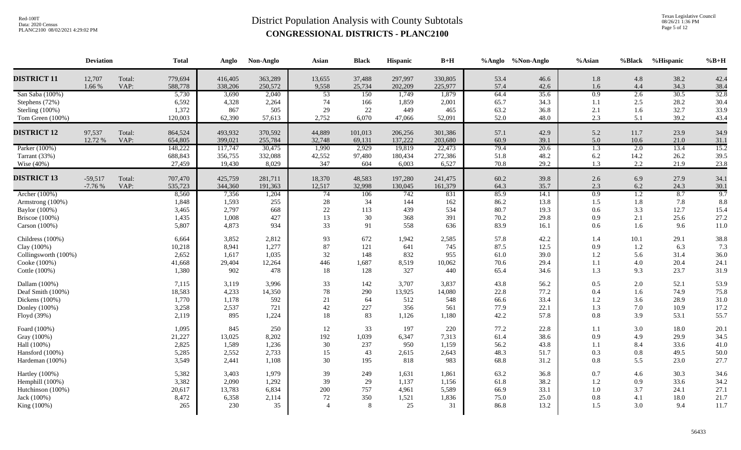# District Population Analysis with County Subtotals

## CONGRESSIONAL DISTRICTS - PLANC2100

| | Deviation | | Total | Anglo | Non-Anglo | Asian | Black | Hispanic | B+H | %Anglo | %Non-Anglo | %Asian | %Black | %Hispanic | %B+H |
|---|---|---|---|---|---|---|---|---|---|---|---|---|---|---|---|
| **DISTRICT 11** | 12,707 | Total: | 779,694 | 416,405 | 363,289 | 13,655 | 37,488 | 297,997 | 330,805 | 53.4 | 46.6 | 1.8 | 4.8 | 38.2 | 42.4 |
| | 1.66 % | VAP: | 588,778 | 338,206 | 250,572 | 9,558 | 25,734 | 202,209 | 225,977 | 57.4 | 42.6 | 1.6 | 4.4 | 34.3 | 38.4 |
| San Saba (100%) | | | 5,730 | 3,690 | 2,040 | 53 | 150 | 1,749 | 1,879 | 64.4 | 35.6 | 0.9 | 2.6 | 30.5 | 32.8 |
| Stephens (72%) | | | 6,592 | 4,328 | 2,264 | 74 | 166 | 1,859 | 2,001 | 65.7 | 34.3 | 1.1 | 2.5 | 28.2 | 30.4 |
| Sterling (100%) | | | 1,372 | 867 | 505 | 29 | 22 | 449 | 465 | 63.2 | 36.8 | 2.1 | 1.6 | 32.7 | 33.9 |
| Tom Green (100%) | | | 120,003 | 62,390 | 57,613 | 2,752 | 6,070 | 47,066 | 52,091 | 52.0 | 48.0 | 2.3 | 5.1 | 39.2 | 43.4 |
| **DISTRICT 12** | 97,537 | Total: | 864,524 | 493,932 | 370,592 | 44,889 | 101,013 | 206,256 | 301,386 | 57.1 | 42.9 | 5.2 | 11.7 | 23.9 | 34.9 |
| | 12.72 % | VAP: | 654,805 | 399,021 | 255,784 | 32,748 | 69,131 | 137,222 | 203,680 | 60.9 | 39.1 | 5.0 | 10.6 | 21.0 | 31.1 |
| Parker (100%) | | | 148,222 | 117,747 | 30,475 | 1,990 | 2,929 | 19,819 | 22,473 | 79.4 | 20.6 | 1.3 | 2.0 | 13.4 | 15.2 |
| Tarrant (33%) | | | 688,843 | 356,755 | 332,088 | 42,552 | 97,480 | 180,434 | 272,386 | 51.8 | 48.2 | 6.2 | 14.2 | 26.2 | 39.5 |
| Wise (40%) | | | 27,459 | 19,430 | 8,029 | 347 | 604 | 6,003 | 6,527 | 70.8 | 29.2 | 1.3 | 2.2 | 21.9 | 23.8 |
| **DISTRICT 13** | -59,517 | Total: | 707,470 | 425,759 | 281,711 | 18,370 | 48,583 | 197,280 | 241,475 | 60.2 | 39.8 | 2.6 | 6.9 | 27.9 | 34.1 |
| | -7.76 % | VAP: | 535,723 | 344,360 | 191,363 | 12,517 | 32,998 | 130,045 | 161,379 | 64.3 | 35.7 | 2.3 | 6.2 | 24.3 | 30.1 |
| Archer (100%) | | | 8,560 | 7,356 | 1,204 | 74 | 106 | 742 | 831 | 85.9 | 14.1 | 0.9 | 1.2 | 8.7 | 9.7 |
| Armstrong (100%) | | | 1,848 | 1,593 | 255 | 28 | 34 | 144 | 162 | 86.2 | 13.8 | 1.5 | 1.8 | 7.8 | 8.8 |
| Baylor (100%) | | | 3,465 | 2,797 | 668 | 22 | 113 | 439 | 534 | 80.7 | 19.3 | 0.6 | 3.3 | 12.7 | 15.4 |
| Briscoe (100%) | | | 1,435 | 1,008 | 427 | 13 | 30 | 368 | 391 | 70.2 | 29.8 | 0.9 | 2.1 | 25.6 | 27.2 |
| Carson (100%) | | | 5,807 | 4,873 | 934 | 33 | 91 | 558 | 636 | 83.9 | 16.1 | 0.6 | 1.6 | 9.6 | 11.0 |
| Childress (100%) | | | 6,664 | 3,852 | 2,812 | 93 | 672 | 1,942 | 2,585 | 57.8 | 42.2 | 1.4 | 10.1 | 29.1 | 38.8 |
| Clay (100%) | | | 10,218 | 8,941 | 1,277 | 87 | 121 | 641 | 745 | 87.5 | 12.5 | 0.9 | 1.2 | 6.3 | 7.3 |
| Collingsworth (100%) | | | 2,652 | 1,617 | 1,035 | 32 | 148 | 832 | 955 | 61.0 | 39.0 | 1.2 | 5.6 | 31.4 | 36.0 |
| Cooke (100%) | | | 41,668 | 29,404 | 12,264 | 446 | 1,687 | 8,519 | 10,062 | 70.6 | 29.4 | 1.1 | 4.0 | 20.4 | 24.1 |
| Cottle (100%) | | | 1,380 | 902 | 478 | 18 | 128 | 327 | 440 | 65.4 | 34.6 | 1.3 | 9.3 | 23.7 | 31.9 |
| Dallam (100%) | | | 7,115 | 3,119 | 3,996 | 33 | 142 | 3,707 | 3,837 | 43.8 | 56.2 | 0.5 | 2.0 | 52.1 | 53.9 |
| Deaf Smith (100%) | | | 18,583 | 4,233 | 14,350 | 78 | 290 | 13,925 | 14,080 | 22.8 | 77.2 | 0.4 | 1.6 | 74.9 | 75.8 |
| Dickens (100%) | | | 1,770 | 1,178 | 592 | 21 | 64 | 512 | 548 | 66.6 | 33.4 | 1.2 | 3.6 | 28.9 | 31.0 |
| Donley (100%) | | | 3,258 | 2,537 | 721 | 42 | 227 | 356 | 561 | 77.9 | 22.1 | 1.3 | 7.0 | 10.9 | 17.2 |
| Floyd (39%) | | | 2,119 | 895 | 1,224 | 18 | 83 | 1,126 | 1,180 | 42.2 | 57.8 | 0.8 | 3.9 | 53.1 | 55.7 |
| Foard (100%) | | | 1,095 | 845 | 250 | 12 | 33 | 197 | 220 | 77.2 | 22.8 | 1.1 | 3.0 | 18.0 | 20.1 |
| Gray (100%) | | | 21,227 | 13,025 | 8,202 | 192 | 1,039 | 6,347 | 7,313 | 61.4 | 38.6 | 0.9 | 4.9 | 29.9 | 34.5 |
| Hall (100%) | | | 2,825 | 1,589 | 1,236 | 30 | 237 | 950 | 1,159 | 56.2 | 43.8 | 1.1 | 8.4 | 33.6 | 41.0 |
| Hansford (100%) | | | 5,285 | 2,552 | 2,733 | 15 | 43 | 2,615 | 2,643 | 48.3 | 51.7 | 0.3 | 0.8 | 49.5 | 50.0 |
| Hardeman (100%) | | | 3,549 | 2,441 | 1,108 | 30 | 195 | 818 | 983 | 68.8 | 31.2 | 0.8 | 5.5 | 23.0 | 27.7 |
| Hartley (100%) | | | 5,382 | 3,403 | 1,979 | 39 | 249 | 1,631 | 1,861 | 63.2 | 36.8 | 0.7 | 4.6 | 30.3 | 34.6 |
| Hemphill (100%) | | | 3,382 | 2,090 | 1,292 | 39 | 29 | 1,137 | 1,156 | 61.8 | 38.2 | 1.2 | 0.9 | 33.6 | 34.2 |
| Hutchinson (100%) | | | 20,617 | 13,783 | 6,834 | 200 | 757 | 4,961 | 5,589 | 66.9 | 33.1 | 1.0 | 3.7 | 24.1 | 27.1 |
| Jack (100%) | | | 8,472 | 6,358 | 2,114 | 72 | 350 | 1,521 | 1,836 | 75.0 | 25.0 | 0.8 | 4.1 | 18.0 | 21.7 |
| King (100%) | | | 265 | 230 | 35 | 4 | 8 | 25 | 31 | 86.8 | 13.2 | 1.5 | 3.0 | 9.4 | 11.7 |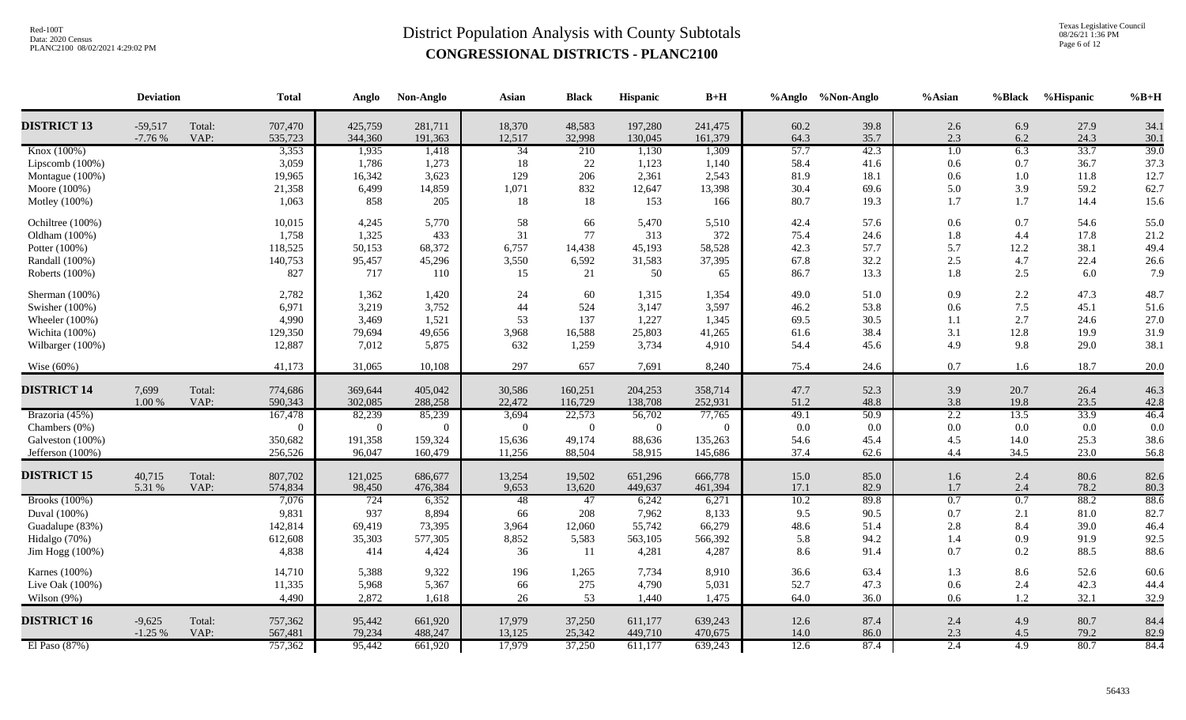# District Population Analysis with County Subtotals

**CONGRESSIONAL DISTRICTS - PLANC2100**

Red-100T
Data: 2020 Census
PLANC2100 08/02/2021 4:29:02 PM

Texas Legislative Council
08/26/21 1:36 PM

| | Deviation | | Total | Anglo | Non-Anglo | Asian | Black | Hispanic | B+H | %Anglo | %Non-Anglo | %Asian | %Black | %Hispanic | %B+H |
|---|---|---|---|---|---|---|---|---|---|---|---|---|---|---|---|
| **DISTRICT 13** | -59,517 | Total: | 707,470 | 425,759 | 281,711 | 18,370 | 48,583 | 197,280 | 241,475 | 60.2 | 39.8 | 2.6 | 6.9 | 27.9 | 34.1 |
| | -7.76 % | VAP: | 535,723 | 344,360 | 191,363 | 12,517 | 32,998 | 130,045 | 161,379 | 64.3 | 35.7 | 2.3 | 6.2 | 24.3 | 30.1 |
| Knox (100%) | | | 3,353 | 1,935 | 1,418 | 34 | 210 | 1,130 | 1,309 | 57.7 | 42.3 | 1.0 | 6.3 | 33.7 | 39.0 |
| Lipscomb (100%) | | | 3,059 | 1,786 | 1,273 | 18 | 22 | 1,123 | 1,140 | 58.4 | 41.6 | 0.6 | 0.7 | 36.7 | 37.3 |
| Montague (100%) | | | 19,965 | 16,342 | 3,623 | 129 | 206 | 2,361 | 2,543 | 81.9 | 18.1 | 0.6 | 1.0 | 11.8 | 12.7 |
| Moore (100%) | | | 21,358 | 6,499 | 14,859 | 1,071 | 832 | 12,647 | 13,398 | 30.4 | 69.6 | 5.0 | 3.9 | 59.2 | 62.7 |
| Motley (100%) | | | 1,063 | 858 | 205 | 18 | 18 | 153 | 166 | 80.7 | 19.3 | 1.7 | 1.7 | 14.4 | 15.6 |
| Ochiltree (100%) | | | 10,015 | 4,245 | 5,770 | 58 | 66 | 5,470 | 5,510 | 42.4 | 57.6 | 0.6 | 0.7 | 54.6 | 55.0 |
| Oldham (100%) | | | 1,758 | 1,325 | 433 | 31 | 77 | 313 | 372 | 75.4 | 24.6 | 1.8 | 4.4 | 17.8 | 21.2 |
| Potter (100%) | | | 118,525 | 50,153 | 68,372 | 6,757 | 14,438 | 45,193 | 58,528 | 42.3 | 57.7 | 5.7 | 12.2 | 38.1 | 49.4 |
| Randall (100%) | | | 140,753 | 95,457 | 45,296 | 3,550 | 6,592 | 31,583 | 37,395 | 67.8 | 32.2 | 2.5 | 4.7 | 22.4 | 26.6 |
| Roberts (100%) | | | 827 | 717 | 110 | 15 | 21 | 50 | 65 | 86.7 | 13.3 | 1.8 | 2.5 | 6.0 | 7.9 |
| Sherman (100%) | | | 2,782 | 1,362 | 1,420 | 24 | 60 | 1,315 | 1,354 | 49.0 | 51.0 | 0.9 | 2.2 | 47.3 | 48.7 |
| Swisher (100%) | | | 6,971 | 3,219 | 3,752 | 44 | 524 | 3,147 | 3,597 | 46.2 | 53.8 | 0.6 | 7.5 | 45.1 | 51.6 |
| Wheeler (100%) | | | 4,990 | 3,469 | 1,521 | 53 | 137 | 1,227 | 1,345 | 69.5 | 30.5 | 1.1 | 2.7 | 24.6 | 27.0 |
| Wichita (100%) | | | 129,350 | 79,694 | 49,656 | 3,968 | 16,588 | 25,803 | 41,265 | 61.6 | 38.4 | 3.1 | 12.8 | 19.9 | 31.9 |
| Wilbarger (100%) | | | 12,887 | 7,012 | 5,875 | 632 | 1,259 | 3,734 | 4,910 | 54.4 | 45.6 | 4.9 | 9.8 | 29.0 | 38.1 |
| Wise (60%) | | | 41,173 | 31,065 | 10,108 | 297 | 657 | 7,691 | 8,240 | 75.4 | 24.6 | 0.7 | 1.6 | 18.7 | 20.0 |
| **DISTRICT 14** | 7,699 | Total: | 774,686 | 369,644 | 405,042 | 30,586 | 160,251 | 204,253 | 358,714 | 47.7 | 52.3 | 3.9 | 20.7 | 26.4 | 46.3 |
| | 1.00 % | VAP: | 590,343 | 302,085 | 288,258 | 22,472 | 116,729 | 138,708 | 252,931 | 51.2 | 48.8 | 3.8 | 19.8 | 23.5 | 42.8 |
| Brazoria (45%) | | | 167,478 | 82,239 | 85,239 | 3,694 | 22,573 | 56,702 | 77,765 | 49.1 | 50.9 | 2.2 | 13.5 | 33.9 | 46.4 |
| Chambers (0%) | | | 0 | 0 | 0 | 0 | 0 | 0 | 0 | 0.0 | 0.0 | 0.0 | 0.0 | 0.0 | 0.0 |
| Galveston (100%) | | | 350,682 | 191,358 | 159,324 | 15,636 | 49,174 | 88,636 | 135,263 | 54.6 | 45.4 | 4.5 | 14.0 | 25.3 | 38.6 |
| Jefferson (100%) | | | 256,526 | 96,047 | 160,479 | 11,256 | 88,504 | 58,915 | 145,686 | 37.4 | 62.6 | 4.4 | 34.5 | 23.0 | 56.8 |
| **DISTRICT 15** | 40,715 | Total: | 807,702 | 121,025 | 686,677 | 13,254 | 19,502 | 651,296 | 666,778 | 15.0 | 85.0 | 1.6 | 2.4 | 80.6 | 82.6 |
| | 5.31 % | VAP: | 574,834 | 98,450 | 476,384 | 9,653 | 13,620 | 449,637 | 461,394 | 17.1 | 82.9 | 1.7 | 2.4 | 78.2 | 80.3 |
| Brooks (100%) | | | 7,076 | 724 | 6,352 | 48 | 47 | 6,242 | 6,271 | 10.2 | 89.8 | 0.7 | 0.7 | 88.2 | 88.6 |
| Duval (100%) | | | 9,831 | 937 | 8,894 | 66 | 208 | 7,962 | 8,133 | 9.5 | 90.5 | 0.7 | 2.1 | 81.0 | 82.7 |
| Guadalupe (83%) | | | 142,814 | 69,419 | 73,395 | 3,964 | 12,060 | 55,742 | 66,279 | 48.6 | 51.4 | 2.8 | 8.4 | 39.0 | 46.4 |
| Hidalgo (70%) | | | 612,608 | 35,303 | 577,305 | 8,852 | 5,583 | 563,105 | 566,392 | 5.8 | 94.2 | 1.4 | 0.9 | 91.9 | 92.5 |
| Jim Hogg (100%) | | | 4,838 | 414 | 4,424 | 36 | 11 | 4,281 | 4,287 | 8.6 | 91.4 | 0.7 | 0.2 | 88.5 | 88.6 |
| Karnes (100%) | | | 14,710 | 5,388 | 9,322 | 196 | 1,265 | 7,734 | 8,910 | 36.6 | 63.4 | 1.3 | 8.6 | 52.6 | 60.6 |
| Live Oak (100%) | | | 11,335 | 5,968 | 5,367 | 66 | 275 | 4,790 | 5,031 | 52.7 | 47.3 | 0.6 | 2.4 | 42.3 | 44.4 |
| Wilson (9%) | | | 4,490 | 2,872 | 1,618 | 26 | 53 | 1,440 | 1,475 | 64.0 | 36.0 | 0.6 | 1.2 | 32.1 | 32.9 |
| **DISTRICT 16** | -9,625 | Total: | 757,362 | 95,442 | 661,920 | 17,979 | 37,250 | 611,177 | 639,243 | 12.6 | 87.4 | 2.4 | 4.9 | 80.7 | 84.4 |
| | -1.25 % | VAP: | 567,481 | 79,234 | 488,247 | 13,125 | 25,342 | 449,710 | 470,675 | 14.0 | 86.0 | 2.3 | 4.5 | 79.2 | 82.9 |
| El Paso (87%) | | | 757,362 | 95,442 | 661,920 | 17,979 | 37,250 | 611,177 | 639,243 | 12.6 | 87.4 | 2.4 | 4.9 | 80.7 | 84.4 |

56433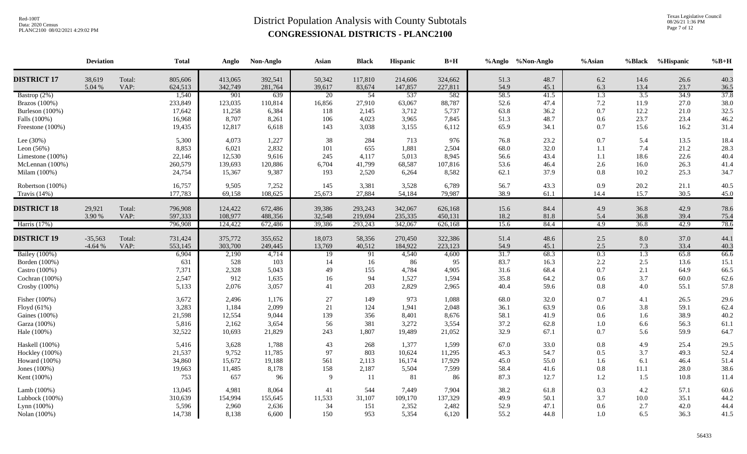# District Population Analysis with County Subtotals
## CONGRESSIONAL DISTRICTS - PLANC2100

| | Deviation | | Total | Anglo | Non-Anglo | Asian | Black | Hispanic | B+H | %Anglo | %Non-Anglo | %Asian | %Black | %Hispanic | %B+H |
|---|---|---|---|---|---|---|---|---|---|---|---|---|---|---|---|
| **DISTRICT 17** | 38,619 | Total: | 805,606 | 413,065 | 392,541 | 50,342 | 117,810 | 214,606 | 324,662 | 51.3 | 48.7 | 6.2 | 14.6 | 26.6 | 40.3 |
| | 5.04 % | VAP: | 624,513 | 342,749 | 281,764 | 39,617 | 83,674 | 147,857 | 227,811 | 54.9 | 45.1 | 6.3 | 13.4 | 23.7 | 36.5 |
| Bastrop (2%) | | | 1,540 | 901 | 639 | 20 | 54 | 537 | 582 | 58.5 | 41.5 | 1.3 | 3.5 | 34.9 | 37.8 |
| Brazos (100%) | | | 233,849 | 123,035 | 110,814 | 16,856 | 27,910 | 63,067 | 88,787 | 52.6 | 47.4 | 7.2 | 11.9 | 27.0 | 38.0 |
| Burleson (100%) | | | 17,642 | 11,258 | 6,384 | 118 | 2,145 | 3,712 | 5,737 | 63.8 | 36.2 | 0.7 | 12.2 | 21.0 | 32.5 |
| Falls (100%) | | | 16,968 | 8,707 | 8,261 | 106 | 4,023 | 3,965 | 7,845 | 51.3 | 48.7 | 0.6 | 23.7 | 23.4 | 46.2 |
| Freestone (100%) | | | 19,435 | 12,817 | 6,618 | 143 | 3,038 | 3,155 | 6,112 | 65.9 | 34.1 | 0.7 | 15.6 | 16.2 | 31.4 |
| Lee (30%) | | | 5,300 | 4,073 | 1,227 | 38 | 284 | 713 | 976 | 76.8 | 23.2 | 0.7 | 5.4 | 13.5 | 18.4 |
| Leon (56%) | | | 8,853 | 6,021 | 2,832 | 101 | 655 | 1,881 | 2,504 | 68.0 | 32.0 | 1.1 | 7.4 | 21.2 | 28.3 |
| Limestone (100%) | | | 22,146 | 12,530 | 9,616 | 245 | 4,117 | 5,013 | 8,945 | 56.6 | 43.4 | 1.1 | 18.6 | 22.6 | 40.4 |
| McLennan (100%) | | | 260,579 | 139,693 | 120,886 | 6,704 | 41,799 | 68,587 | 107,816 | 53.6 | 46.4 | 2.6 | 16.0 | 26.3 | 41.4 |
| Milam (100%) | | | 24,754 | 15,367 | 9,387 | 193 | 2,520 | 6,264 | 8,582 | 62.1 | 37.9 | 0.8 | 10.2 | 25.3 | 34.7 |
| Robertson (100%) | | | 16,757 | 9,505 | 7,252 | 145 | 3,381 | 3,528 | 6,789 | 56.7 | 43.3 | 0.9 | 20.2 | 21.1 | 40.5 |
| Travis (14%) | | | 177,783 | 69,158 | 108,625 | 25,673 | 27,884 | 54,184 | 79,987 | 38.9 | 61.1 | 14.4 | 15.7 | 30.5 | 45.0 |
| **DISTRICT 18** | 29,921 | Total: | 796,908 | 124,422 | 672,486 | 39,386 | 293,243 | 342,067 | 626,168 | 15.6 | 84.4 | 4.9 | 36.8 | 42.9 | 78.6 |
| | 3.90 % | VAP: | 597,333 | 108,977 | 488,356 | 32,548 | 219,694 | 235,335 | 450,131 | 18.2 | 81.8 | 5.4 | 36.8 | 39.4 | 75.4 |
| Harris (17%) | | | 796,908 | 124,422 | 672,486 | 39,386 | 293,243 | 342,067 | 626,168 | 15.6 | 84.4 | 4.9 | 36.8 | 42.9 | 78.6 |
| **DISTRICT 19** | -35,563 | Total: | 731,424 | 375,772 | 355,652 | 18,073 | 58,356 | 270,450 | 322,386 | 51.4 | 48.6 | 2.5 | 8.0 | 37.0 | 44.1 |
| | -4.64 % | VAP: | 553,145 | 303,700 | 249,445 | 13,769 | 40,512 | 184,922 | 223,123 | 54.9 | 45.1 | 2.5 | 7.3 | 33.4 | 40.3 |
| Bailey (100%) | | | 6,904 | 2,190 | 4,714 | 19 | 91 | 4,540 | 4,600 | 31.7 | 68.3 | 0.3 | 1.3 | 65.8 | 66.6 |
| Borden (100%) | | | 631 | 528 | 103 | 14 | 16 | 86 | 95 | 83.7 | 16.3 | 2.2 | 2.5 | 13.6 | 15.1 |
| Castro (100%) | | | 7,371 | 2,328 | 5,043 | 49 | 155 | 4,784 | 4,905 | 31.6 | 68.4 | 0.7 | 2.1 | 64.9 | 66.5 |
| Cochran (100%) | | | 2,547 | 912 | 1,635 | 16 | 94 | 1,527 | 1,594 | 35.8 | 64.2 | 0.6 | 3.7 | 60.0 | 62.6 |
| Crosby (100%) | | | 5,133 | 2,076 | 3,057 | 41 | 203 | 2,829 | 2,965 | 40.4 | 59.6 | 0.8 | 4.0 | 55.1 | 57.8 |
| Fisher (100%) | | | 3,672 | 2,496 | 1,176 | 27 | 149 | 973 | 1,088 | 68.0 | 32.0 | 0.7 | 4.1 | 26.5 | 29.6 |
| Floyd (61%) | | | 3,283 | 1,184 | 2,099 | 21 | 124 | 1,941 | 2,048 | 36.1 | 63.9 | 0.6 | 3.8 | 59.1 | 62.4 |
| Gaines (100%) | | | 21,598 | 12,554 | 9,044 | 139 | 356 | 8,401 | 8,676 | 58.1 | 41.9 | 0.6 | 1.6 | 38.9 | 40.2 |
| Garza (100%) | | | 5,816 | 2,162 | 3,654 | 56 | 381 | 3,272 | 3,554 | 37.2 | 62.8 | 1.0 | 6.6 | 56.3 | 61.1 |
| Hale (100%) | | | 32,522 | 10,693 | 21,829 | 243 | 1,807 | 19,489 | 21,052 | 32.9 | 67.1 | 0.7 | 5.6 | 59.9 | 64.7 |
| Haskell (100%) | | | 5,416 | 3,628 | 1,788 | 43 | 268 | 1,377 | 1,599 | 67.0 | 33.0 | 0.8 | 4.9 | 25.4 | 29.5 |
| Hockley (100%) | | | 21,537 | 9,752 | 11,785 | 97 | 803 | 10,624 | 11,295 | 45.3 | 54.7 | 0.5 | 3.7 | 49.3 | 52.4 |
| Howard (100%) | | | 34,860 | 15,672 | 19,188 | 561 | 2,113 | 16,174 | 17,929 | 45.0 | 55.0 | 1.6 | 6.1 | 46.4 | 51.4 |
| Jones (100%) | | | 19,663 | 11,485 | 8,178 | 158 | 2,187 | 5,504 | 7,599 | 58.4 | 41.6 | 0.8 | 11.1 | 28.0 | 38.6 |
| Kent (100%) | | | 753 | 657 | 96 | 9 | 11 | 81 | 86 | 87.3 | 12.7 | 1.2 | 1.5 | 10.8 | 11.4 |
| Lamb (100%) | | | 13,045 | 4,981 | 8,064 | 41 | 544 | 7,449 | 7,904 | 38.2 | 61.8 | 0.3 | 4.2 | 57.1 | 60.6 |
| Lubbock (100%) | | | 310,639 | 154,994 | 155,645 | 11,533 | 31,107 | 109,170 | 137,329 | 49.9 | 50.1 | 3.7 | 10.0 | 35.1 | 44.2 |
| Lynn (100%) | | | 5,596 | 2,960 | 2,636 | 34 | 151 | 2,352 | 2,482 | 52.9 | 47.1 | 0.6 | 2.7 | 42.0 | 44.4 |
| Nolan (100%) | | | 14,738 | 8,138 | 6,600 | 150 | 953 | 5,354 | 6,120 | 55.2 | 44.8 | 1.0 | 6.5 | 36.3 | 41.5 |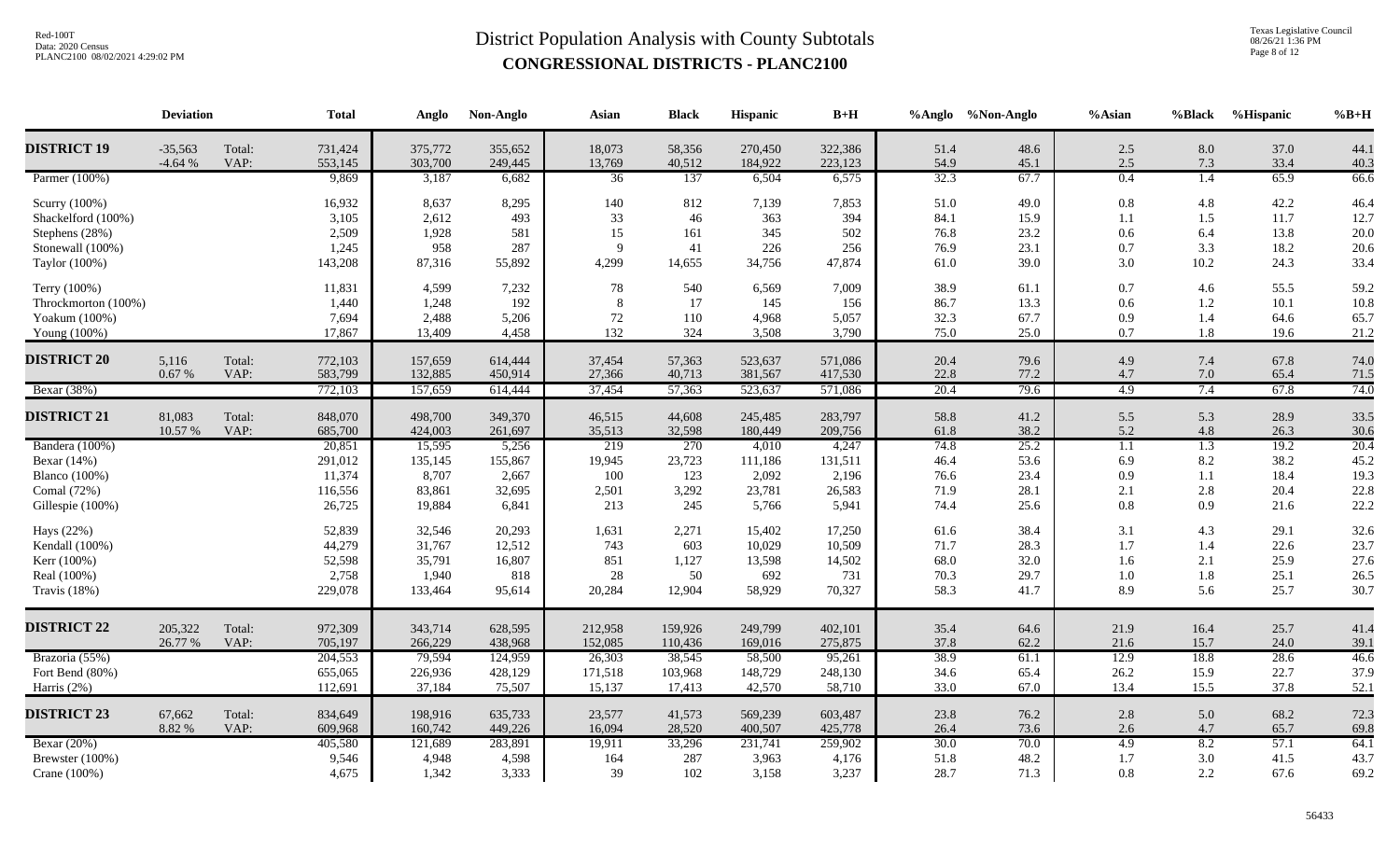# District Population Analysis with County Subtotals

**CONGRESSIONAL DISTRICTS - PLANC2100**

Red-100T
Data: 2020 Census
PLANC2100 08/02/2021 4:29:02 PM

Texas Legislative Council
08/26/21 1:36 PM

| | Deviation | | Total | Anglo | Non-Anglo | Asian | Black | Hispanic | B+H | %Anglo | %Non-Anglo | %Asian | %Black | %Hispanic | %B+H |
|---|---|---|---|---|---|---|---|---|---|---|---|---|---|---|---|
| **DISTRICT 19** | -35,563 | Total: | 731,424 | 375,772 | 355,652 | 18,073 | 58,356 | 270,450 | 322,386 | 51.4 | 48.6 | 2.5 | 8.0 | 37.0 | 44.1 |
| | -4.64 % | VAP: | 553,145 | 303,700 | 249,445 | 13,769 | 40,512 | 184,922 | 223,123 | 54.9 | 45.1 | 2.5 | 7.3 | 33.4 | 40.3 |
| Parmer (100%) | | | 9,869 | 3,187 | 6,682 | 36 | 137 | 6,504 | 6,575 | 32.3 | 67.7 | 0.4 | 1.4 | 65.9 | 66.6 |
| Scurry (100%) | | | 16,932 | 8,637 | 8,295 | 140 | 812 | 7,139 | 7,853 | 51.0 | 49.0 | 0.8 | 4.8 | 42.2 | 46.4 |
| Shackelford (100%) | | | 3,105 | 2,612 | 493 | 33 | 46 | 363 | 394 | 84.1 | 15.9 | 1.1 | 1.5 | 11.7 | 12.7 |
| Stephens (28%) | | | 2,509 | 1,928 | 581 | 15 | 161 | 345 | 502 | 76.8 | 23.2 | 0.6 | 6.4 | 13.8 | 20.0 |
| Stonewall (100%) | | | 1,245 | 958 | 287 | 9 | 41 | 226 | 256 | 76.9 | 23.1 | 0.7 | 3.3 | 18.2 | 20.6 |
| Taylor (100%) | | | 143,208 | 87,316 | 55,892 | 4,299 | 14,655 | 34,756 | 47,874 | 61.0 | 39.0 | 3.0 | 10.2 | 24.3 | 33.4 |
| Terry (100%) | | | 11,831 | 4,599 | 7,232 | 78 | 540 | 6,569 | 7,009 | 38.9 | 61.1 | 0.7 | 4.6 | 55.5 | 59.2 |
| Throckmorton (100%) | | | 1,440 | 1,248 | 192 | 8 | 17 | 145 | 156 | 86.7 | 13.3 | 0.6 | 1.2 | 10.1 | 10.8 |
| Yoakum (100%) | | | 7,694 | 2,488 | 5,206 | 72 | 110 | 4,968 | 5,057 | 32.3 | 67.7 | 0.9 | 1.4 | 64.6 | 65.7 |
| Young (100%) | | | 17,867 | 13,409 | 4,458 | 132 | 324 | 3,508 | 3,790 | 75.0 | 25.0 | 0.7 | 1.8 | 19.6 | 21.2 |
| **DISTRICT 20** | 5,116 | Total: | 772,103 | 157,659 | 614,444 | 37,454 | 57,363 | 523,637 | 571,086 | 20.4 | 79.6 | 4.9 | 7.4 | 67.8 | 74.0 |
| | 0.67 % | VAP: | 583,799 | 132,885 | 450,914 | 27,366 | 40,713 | 381,567 | 417,530 | 22.8 | 77.2 | 4.7 | 7.0 | 65.4 | 71.5 |
| Bexar (38%) | | | 772,103 | 157,659 | 614,444 | 37,454 | 57,363 | 523,637 | 571,086 | 20.4 | 79.6 | 4.9 | 7.4 | 67.8 | 74.0 |
| **DISTRICT 21** | 81,083 | Total: | 848,070 | 498,700 | 349,370 | 46,515 | 44,608 | 245,485 | 283,797 | 58.8 | 41.2 | 5.5 | 5.3 | 28.9 | 33.5 |
| | 10.57 % | VAP: | 685,700 | 424,003 | 261,697 | 35,513 | 32,598 | 180,449 | 209,756 | 61.8 | 38.2 | 5.2 | 4.8 | 26.3 | 30.6 |
| Bandera (100%) | | | 20,851 | 15,595 | 5,256 | 219 | 270 | 4,010 | 4,247 | 74.8 | 25.2 | 1.1 | 1.3 | 19.2 | 20.4 |
| Bexar (14%) | | | 291,012 | 135,145 | 155,867 | 19,945 | 23,723 | 111,186 | 131,511 | 46.4 | 53.6 | 6.9 | 8.2 | 38.2 | 45.2 |
| Blanco (100%) | | | 11,374 | 8,707 | 2,667 | 100 | 123 | 2,092 | 2,196 | 76.6 | 23.4 | 0.9 | 1.1 | 18.4 | 19.3 |
| Comal (72%) | | | 116,556 | 83,861 | 32,695 | 2,501 | 3,292 | 23,781 | 26,583 | 71.9 | 28.1 | 2.1 | 2.8 | 20.4 | 22.8 |
| Gillespie (100%) | | | 26,725 | 19,884 | 6,841 | 213 | 245 | 5,766 | 5,941 | 74.4 | 25.6 | 0.8 | 0.9 | 21.6 | 22.2 |
| Hays (22%) | | | 52,839 | 32,546 | 20,293 | 1,631 | 2,271 | 15,402 | 17,250 | 61.6 | 38.4 | 3.1 | 4.3 | 29.1 | 32.6 |
| Kendall (100%) | | | 44,279 | 31,767 | 12,512 | 743 | 603 | 10,029 | 10,509 | 71.7 | 28.3 | 1.7 | 1.4 | 22.6 | 23.7 |
| Kerr (100%) | | | 52,598 | 35,791 | 16,807 | 851 | 1,127 | 13,598 | 14,502 | 68.0 | 32.0 | 1.6 | 2.1 | 25.9 | 27.6 |
| Real (100%) | | | 2,758 | 1,940 | 818 | 28 | 50 | 692 | 731 | 70.3 | 29.7 | 1.0 | 1.8 | 25.1 | 26.5 |
| Travis (18%) | | | 229,078 | 133,464 | 95,614 | 20,284 | 12,904 | 58,929 | 70,327 | 58.3 | 41.7 | 8.9 | 5.6 | 25.7 | 30.7 |
| **DISTRICT 22** | 205,322 | Total: | 972,309 | 343,714 | 628,595 | 212,958 | 159,926 | 249,799 | 402,101 | 35.4 | 64.6 | 21.9 | 16.4 | 25.7 | 41.4 |
| | 26.77 % | VAP: | 705,197 | 266,229 | 438,968 | 152,085 | 110,436 | 169,016 | 275,875 | 37.8 | 62.2 | 21.6 | 15.7 | 24.0 | 39.1 |
| Brazoria (55%) | | | 204,553 | 79,594 | 124,959 | 26,303 | 38,545 | 58,500 | 95,261 | 38.9 | 61.1 | 12.9 | 18.8 | 28.6 | 46.6 |
| Fort Bend (80%) | | | 655,065 | 226,936 | 428,129 | 171,518 | 103,968 | 148,729 | 248,130 | 34.6 | 65.4 | 26.2 | 15.9 | 22.7 | 37.9 |
| Harris (2%) | | | 112,691 | 37,184 | 75,507 | 15,137 | 17,413 | 42,570 | 58,710 | 33.0 | 67.0 | 13.4 | 15.5 | 37.8 | 52.1 |
| **DISTRICT 23** | 67,662 | Total: | 834,649 | 198,916 | 635,733 | 23,577 | 41,573 | 569,239 | 603,487 | 23.8 | 76.2 | 2.8 | 5.0 | 68.2 | 72.3 |
| | 8.82 % | VAP: | 609,968 | 160,742 | 449,226 | 16,094 | 28,520 | 400,507 | 425,778 | 26.4 | 73.6 | 2.6 | 4.7 | 65.7 | 69.8 |
| Bexar (20%) | | | 405,580 | 121,689 | 283,891 | 19,911 | 33,296 | 231,741 | 259,902 | 30.0 | 70.0 | 4.9 | 8.2 | 57.1 | 64.1 |
| Brewster (100%) | | | 9,546 | 4,948 | 4,598 | 164 | 287 | 3,963 | 4,176 | 51.8 | 48.2 | 1.7 | 3.0 | 41.5 | 43.7 |
| Crane (100%) | | | 4,675 | 1,342 | 3,333 | 39 | 102 | 3,158 | 3,237 | 28.7 | 71.3 | 0.8 | 2.2 | 67.6 | 69.2 |

56433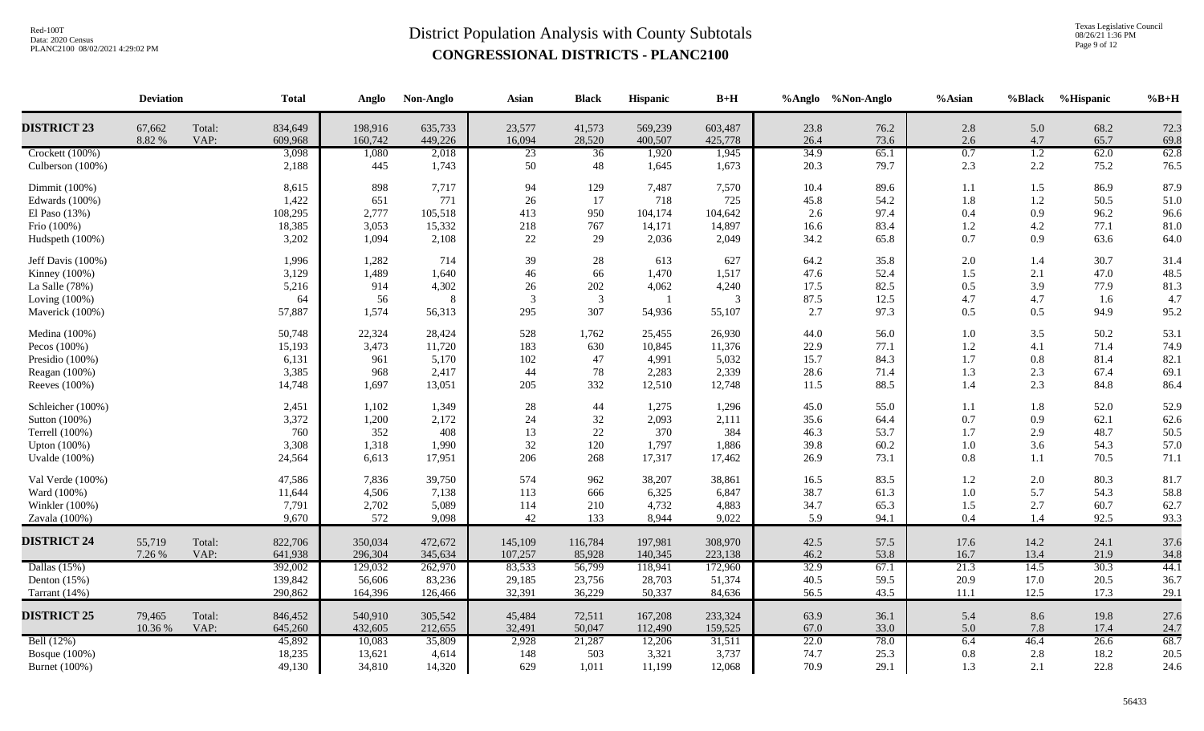# District Population Analysis with County Subtotals

**CONGRESSIONAL DISTRICTS - PLANC2100**

| | Deviation | | Total | Anglo | Non-Anglo | Asian | Black | Hispanic | B+H | %Anglo | %Non-Anglo | %Asian | %Black | %Hispanic | %B+H |
|---|---|---|---|---|---|---|---|---|---|---|---|---|---|---|---|
| **DISTRICT 23** | 67,662 | Total: | 834,649 | 198,916 | 635,733 | 23,577 | 41,573 | 569,239 | 603,487 | 23.8 | 76.2 | 2.8 | 5.0 | 68.2 | 72.3 |
| | 8.82 % | VAP: | 609,968 | 160,742 | 449,226 | 16,094 | 28,520 | 400,507 | 425,778 | 26.4 | 73.6 | 2.6 | 4.7 | 65.7 | 69.8 |
| Crockett (100%) | | | 3,098 | 1,080 | 2,018 | 23 | 36 | 1,920 | 1,945 | 34.9 | 65.1 | 0.7 | 1.2 | 62.0 | 62.8 |
| Culberson (100%) | | | 2,188 | 445 | 1,743 | 50 | 48 | 1,645 | 1,673 | 20.3 | 79.7 | 2.3 | 2.2 | 75.2 | 76.5 |
| Dimmit (100%) | | | 8,615 | 898 | 7,717 | 94 | 129 | 7,487 | 7,570 | 10.4 | 89.6 | 1.1 | 1.5 | 86.9 | 87.9 |
| Edwards (100%) | | | 1,422 | 651 | 771 | 26 | 17 | 718 | 725 | 45.8 | 54.2 | 1.8 | 1.2 | 50.5 | 51.0 |
| El Paso (13%) | | | 108,295 | 2,777 | 105,518 | 413 | 950 | 104,174 | 104,642 | 2.6 | 97.4 | 0.4 | 0.9 | 96.2 | 96.6 |
| Frio (100%) | | | 18,385 | 3,053 | 15,332 | 218 | 767 | 14,171 | 14,897 | 16.6 | 83.4 | 1.2 | 4.2 | 77.1 | 81.0 |
| Hudspeth (100%) | | | 3,202 | 1,094 | 2,108 | 22 | 29 | 2,036 | 2,049 | 34.2 | 65.8 | 0.7 | 0.9 | 63.6 | 64.0 |
| Jeff Davis (100%) | | | 1,996 | 1,282 | 714 | 39 | 28 | 613 | 627 | 64.2 | 35.8 | 2.0 | 1.4 | 30.7 | 31.4 |
| Kinney (100%) | | | 3,129 | 1,489 | 1,640 | 46 | 66 | 1,470 | 1,517 | 47.6 | 52.4 | 1.5 | 2.1 | 47.0 | 48.5 |
| La Salle (78%) | | | 5,216 | 914 | 4,302 | 26 | 202 | 4,062 | 4,240 | 17.5 | 82.5 | 0.5 | 3.9 | 77.9 | 81.3 |
| Loving (100%) | | | 64 | 56 | 8 | 3 | 3 | 1 | 3 | 87.5 | 12.5 | 4.7 | 4.7 | 1.6 | 4.7 |
| Maverick (100%) | | | 57,887 | 1,574 | 56,313 | 295 | 307 | 54,936 | 55,107 | 2.7 | 97.3 | 0.5 | 0.5 | 94.9 | 95.2 |
| Medina (100%) | | | 50,748 | 22,324 | 28,424 | 528 | 1,762 | 25,455 | 26,930 | 44.0 | 56.0 | 1.0 | 3.5 | 50.2 | 53.1 |
| Pecos (100%) | | | 15,193 | 3,473 | 11,720 | 183 | 630 | 10,845 | 11,376 | 22.9 | 77.1 | 1.2 | 4.1 | 71.4 | 74.9 |
| Presidio (100%) | | | 6,131 | 961 | 5,170 | 102 | 47 | 4,991 | 5,032 | 15.7 | 84.3 | 1.7 | 0.8 | 81.4 | 82.1 |
| Reagan (100%) | | | 3,385 | 968 | 2,417 | 44 | 78 | 2,283 | 2,339 | 28.6 | 71.4 | 1.3 | 2.3 | 67.4 | 69.1 |
| Reeves (100%) | | | 14,748 | 1,697 | 13,051 | 205 | 332 | 12,510 | 12,748 | 11.5 | 88.5 | 1.4 | 2.3 | 84.8 | 86.4 |
| Schleicher (100%) | | | 2,451 | 1,102 | 1,349 | 28 | 44 | 1,275 | 1,296 | 45.0 | 55.0 | 1.1 | 1.8 | 52.0 | 52.9 |
| Sutton (100%) | | | 3,372 | 1,200 | 2,172 | 24 | 32 | 2,093 | 2,111 | 35.6 | 64.4 | 0.7 | 0.9 | 62.1 | 62.6 |
| Terrell (100%) | | | 760 | 352 | 408 | 13 | 22 | 370 | 384 | 46.3 | 53.7 | 1.7 | 2.9 | 48.7 | 50.5 |
| Upton (100%) | | | 3,308 | 1,318 | 1,990 | 32 | 120 | 1,797 | 1,886 | 39.8 | 60.2 | 1.0 | 3.6 | 54.3 | 57.0 |
| Uvalde (100%) | | | 24,564 | 6,613 | 17,951 | 206 | 268 | 17,317 | 17,462 | 26.9 | 73.1 | 0.8 | 1.1 | 70.5 | 71.1 |
| Val Verde (100%) | | | 47,586 | 7,836 | 39,750 | 574 | 962 | 38,207 | 38,861 | 16.5 | 83.5 | 1.2 | 2.0 | 80.3 | 81.7 |
| Ward (100%) | | | 11,644 | 4,506 | 7,138 | 113 | 666 | 6,325 | 6,847 | 38.7 | 61.3 | 1.0 | 5.7 | 54.3 | 58.8 |
| Winkler (100%) | | | 7,791 | 2,702 | 5,089 | 114 | 210 | 4,732 | 4,883 | 34.7 | 65.3 | 1.5 | 2.7 | 60.7 | 62.7 |
| Zavala (100%) | | | 9,670 | 572 | 9,098 | 42 | 133 | 8,944 | 9,022 | 5.9 | 94.1 | 0.4 | 1.4 | 92.5 | 93.3 |
| **DISTRICT 24** | 55,719 | Total: | 822,706 | 350,034 | 472,672 | 145,109 | 116,784 | 197,981 | 308,970 | 42.5 | 57.5 | 17.6 | 14.2 | 24.1 | 37.6 |
| | 7.26 % | VAP: | 641,938 | 296,304 | 345,634 | 107,257 | 85,928 | 140,345 | 223,138 | 46.2 | 53.8 | 16.7 | 13.4 | 21.9 | 34.8 |
| Dallas (15%) | | | 392,002 | 129,032 | 262,970 | 83,533 | 56,799 | 118,941 | 172,960 | 32.9 | 67.1 | 21.3 | 14.5 | 30.3 | 44.1 |
| Denton (15%) | | | 139,842 | 56,606 | 83,236 | 29,185 | 23,756 | 28,703 | 51,374 | 40.5 | 59.5 | 20.9 | 17.0 | 20.5 | 36.7 |
| Tarrant (14%) | | | 290,862 | 164,396 | 126,466 | 32,391 | 36,229 | 50,337 | 84,636 | 56.5 | 43.5 | 11.1 | 12.5 | 17.3 | 29.1 |
| **DISTRICT 25** | 79,465 | Total: | 846,452 | 540,910 | 305,542 | 45,484 | 72,511 | 167,208 | 233,324 | 63.9 | 36.1 | 5.4 | 8.6 | 19.8 | 27.6 |
| | 10.36 % | VAP: | 645,260 | 432,605 | 212,655 | 32,491 | 50,047 | 112,490 | 159,525 | 67.0 | 33.0 | 5.0 | 7.8 | 17.4 | 24.7 |
| Bell (12%) | | | 45,892 | 10,083 | 35,809 | 2,928 | 21,287 | 12,206 | 31,511 | 22.0 | 78.0 | 6.4 | 46.4 | 26.6 | 68.7 |
| Bosque (100%) | | | 18,235 | 13,621 | 4,614 | 148 | 503 | 3,321 | 3,737 | 74.7 | 25.3 | 0.8 | 2.8 | 18.2 | 20.5 |
| Burnet (100%) | | | 49,130 | 34,810 | 14,320 | 629 | 1,011 | 11,199 | 12,068 | 70.9 | 29.1 | 1.3 | 2.1 | 22.8 | 24.6 |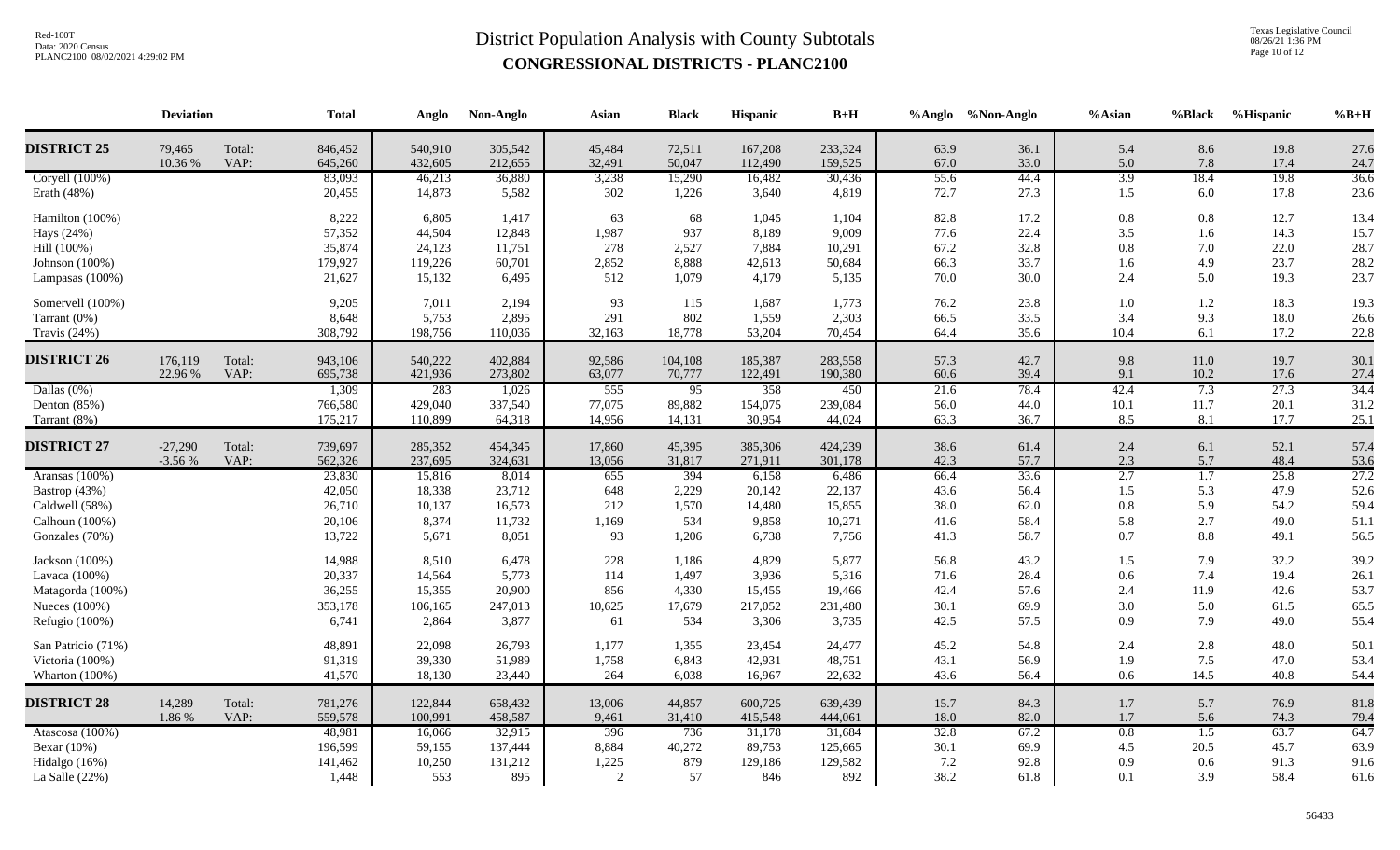# District Population Analysis with County Subtotals
## CONGRESSIONAL DISTRICTS - PLANC2100

| | Deviation | | Total | Anglo | Non-Anglo | Asian | Black | Hispanic | B+H | %Anglo | %Non-Anglo | %Asian | %Black | %Hispanic | %B+H |
|---|---|---|---|---|---|---|---|---|---|---|---|---|---|---|---|
| **DISTRICT 25** | 79,465 | Total: | 846,452 | 540,910 | 305,542 | 45,484 | 72,511 | 167,208 | 233,324 | 63.9 | 36.1 | 5.4 | 8.6 | 19.8 | 27.6 |
| | 10.36 % | VAP: | 645,260 | 432,605 | 212,655 | 32,491 | 50,047 | 112,490 | 159,525 | 67.0 | 33.0 | 5.0 | 7.8 | 17.4 | 24.7 |
| Coryell (100%) | | | 83,093 | 46,213 | 36,880 | 3,238 | 15,290 | 16,482 | 30,436 | 55.6 | 44.4 | 3.9 | 18.4 | 19.8 | 36.6 |
| Erath (48%) | | | 20,455 | 14,873 | 5,582 | 302 | 1,226 | 3,640 | 4,819 | 72.7 | 27.3 | 1.5 | 6.0 | 17.8 | 23.6 |
| Hamilton (100%) | | | 8,222 | 6,805 | 1,417 | 63 | 68 | 1,045 | 1,104 | 82.8 | 17.2 | 0.8 | 0.8 | 12.7 | 13.4 |
| Hays (24%) | | | 57,352 | 44,504 | 12,848 | 1,987 | 937 | 8,189 | 9,009 | 77.6 | 22.4 | 3.5 | 1.6 | 14.3 | 15.7 |
| Hill (100%) | | | 35,874 | 24,123 | 11,751 | 278 | 2,527 | 7,884 | 10,291 | 67.2 | 32.8 | 0.8 | 7.0 | 22.0 | 28.7 |
| Johnson (100%) | | | 179,927 | 119,226 | 60,701 | 2,852 | 8,888 | 42,613 | 50,684 | 66.3 | 33.7 | 1.6 | 4.9 | 23.7 | 28.2 |
| Lampasas (100%) | | | 21,627 | 15,132 | 6,495 | 512 | 1,079 | 4,179 | 5,135 | 70.0 | 30.0 | 2.4 | 5.0 | 19.3 | 23.7 |
| Somervell (100%) | | | 9,205 | 7,011 | 2,194 | 93 | 115 | 1,687 | 1,773 | 76.2 | 23.8 | 1.0 | 1.2 | 18.3 | 19.3 |
| Tarrant (0%) | | | 8,648 | 5,753 | 2,895 | 291 | 802 | 1,559 | 2,303 | 66.5 | 33.5 | 3.4 | 9.3 | 18.0 | 26.6 |
| Travis (24%) | | | 308,792 | 198,756 | 110,036 | 32,163 | 18,778 | 53,204 | 70,454 | 64.4 | 35.6 | 10.4 | 6.1 | 17.2 | 22.8 |
| **DISTRICT 26** | 176,119 | Total: | 943,106 | 540,222 | 402,884 | 92,586 | 104,108 | 185,387 | 283,558 | 57.3 | 42.7 | 9.8 | 11.0 | 19.7 | 30.1 |
| | 22.96 % | VAP: | 695,738 | 421,936 | 273,802 | 63,077 | 70,777 | 122,491 | 190,380 | 60.6 | 39.4 | 9.1 | 10.2 | 17.6 | 27.4 |
| Dallas (0%) | | | 1,309 | 283 | 1,026 | 555 | 95 | 358 | 450 | 21.6 | 78.4 | 42.4 | 7.3 | 27.3 | 34.4 |
| Denton (85%) | | | 766,580 | 429,040 | 337,540 | 77,075 | 89,882 | 154,075 | 239,084 | 56.0 | 44.0 | 10.1 | 11.7 | 20.1 | 31.2 |
| Tarrant (8%) | | | 175,217 | 110,899 | 64,318 | 14,956 | 14,131 | 30,954 | 44,024 | 63.3 | 36.7 | 8.5 | 8.1 | 17.7 | 25.1 |
| **DISTRICT 27** | -27,290 | Total: | 739,697 | 285,352 | 454,345 | 17,860 | 45,395 | 385,306 | 424,239 | 38.6 | 61.4 | 2.4 | 6.1 | 52.1 | 57.4 |
| | -3.56 % | VAP: | 562,326 | 237,695 | 324,631 | 13,056 | 31,817 | 271,911 | 301,178 | 42.3 | 57.7 | 2.3 | 5.7 | 48.4 | 53.6 |
| Aransas (100%) | | | 23,830 | 15,816 | 8,014 | 655 | 394 | 6,158 | 6,486 | 66.4 | 33.6 | 2.7 | 1.7 | 25.8 | 27.2 |
| Bastrop (43%) | | | 42,050 | 18,338 | 23,712 | 648 | 2,229 | 20,142 | 22,137 | 43.6 | 56.4 | 1.5 | 5.3 | 47.9 | 52.6 |
| Caldwell (58%) | | | 26,710 | 10,137 | 16,573 | 212 | 1,570 | 14,480 | 15,855 | 38.0 | 62.0 | 0.8 | 5.9 | 54.2 | 59.4 |
| Calhoun (100%) | | | 20,106 | 8,374 | 11,732 | 1,169 | 534 | 9,858 | 10,271 | 41.6 | 58.4 | 5.8 | 2.7 | 49.0 | 51.1 |
| Gonzales (70%) | | | 13,722 | 5,671 | 8,051 | 93 | 1,206 | 6,738 | 7,756 | 41.3 | 58.7 | 0.7 | 8.8 | 49.1 | 56.5 |
| Jackson (100%) | | | 14,988 | 8,510 | 6,478 | 228 | 1,186 | 4,829 | 5,877 | 56.8 | 43.2 | 1.5 | 7.9 | 32.2 | 39.2 |
| Lavaca (100%) | | | 20,337 | 14,564 | 5,773 | 114 | 1,497 | 3,936 | 5,316 | 71.6 | 28.4 | 0.6 | 7.4 | 19.4 | 26.1 |
| Matagorda (100%) | | | 36,255 | 15,355 | 20,900 | 856 | 4,330 | 15,455 | 19,466 | 42.4 | 57.6 | 2.4 | 11.9 | 42.6 | 53.7 |
| Nueces (100%) | | | 353,178 | 106,165 | 247,013 | 10,625 | 17,679 | 217,052 | 231,480 | 30.1 | 69.9 | 3.0 | 5.0 | 61.5 | 65.5 |
| Refugio (100%) | | | 6,741 | 2,864 | 3,877 | 61 | 534 | 3,306 | 3,735 | 42.5 | 57.5 | 0.9 | 7.9 | 49.0 | 55.4 |
| San Patricio (71%) | | | 48,891 | 22,098 | 26,793 | 1,177 | 1,355 | 23,454 | 24,477 | 45.2 | 54.8 | 2.4 | 2.8 | 48.0 | 50.1 |
| Victoria (100%) | | | 91,319 | 39,330 | 51,989 | 1,758 | 6,843 | 42,931 | 48,751 | 43.1 | 56.9 | 1.9 | 7.5 | 47.0 | 53.4 |
| Wharton (100%) | | | 41,570 | 18,130 | 23,440 | 264 | 6,038 | 16,967 | 22,632 | 43.6 | 56.4 | 0.6 | 14.5 | 40.8 | 54.4 |
| **DISTRICT 28** | 14,289 | Total: | 781,276 | 122,844 | 658,432 | 13,006 | 44,857 | 600,725 | 639,439 | 15.7 | 84.3 | 1.7 | 5.7 | 76.9 | 81.8 |
| | 1.86 % | VAP: | 559,578 | 100,991 | 458,587 | 9,461 | 31,410 | 415,548 | 444,061 | 18.0 | 82.0 | 1.7 | 5.6 | 74.3 | 79.4 |
| Atascosa (100%) | | | 48,981 | 16,066 | 32,915 | 396 | 736 | 31,178 | 31,684 | 32.8 | 67.2 | 0.8 | 1.5 | 63.7 | 64.7 |
| Bexar (10%) | | | 196,599 | 59,155 | 137,444 | 8,884 | 40,272 | 89,753 | 125,665 | 30.1 | 69.9 | 4.5 | 20.5 | 45.7 | 63.9 |
| Hidalgo (16%) | | | 141,462 | 10,250 | 131,212 | 1,225 | 879 | 129,186 | 129,582 | 7.2 | 92.8 | 0.9 | 0.6 | 91.3 | 91.6 |
| La Salle (22%) | | | 1,448 | 553 | 895 | 2 | 57 | 846 | 892 | 38.2 | 61.8 | 0.1 | 3.9 | 58.4 | 61.6 |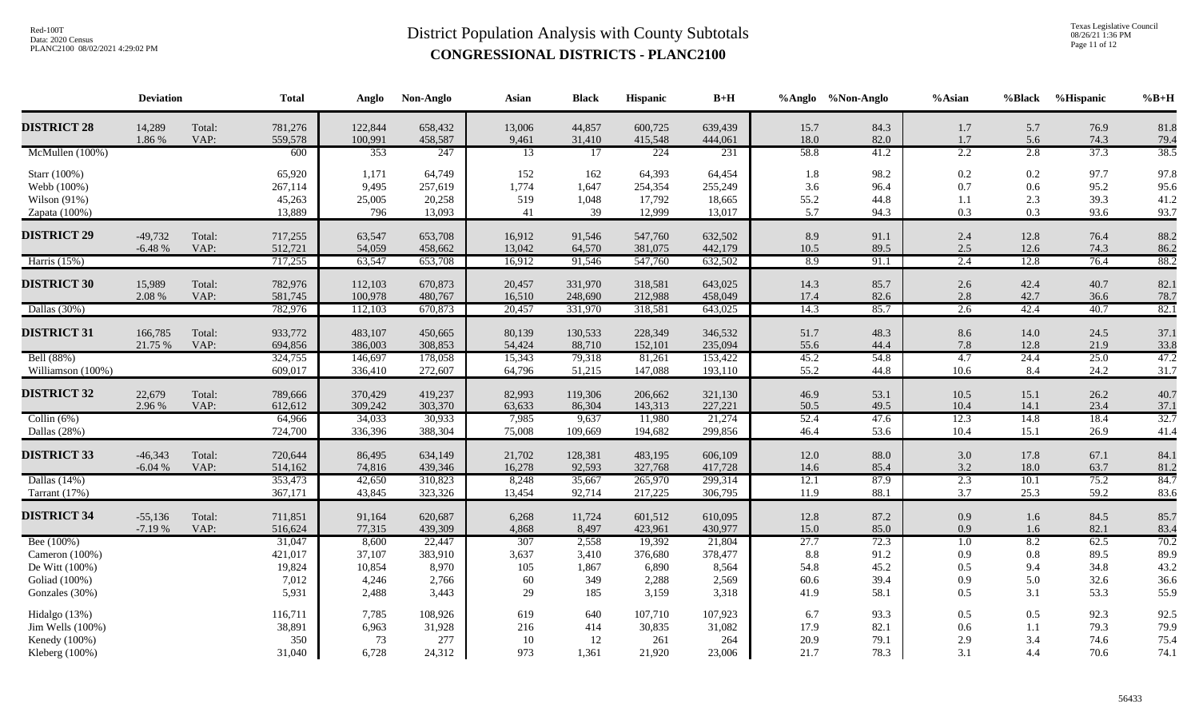# District Population Analysis with County Subtotals

## CONGRESSIONAL DISTRICTS - PLANC2100

Red-100T
Data: 2020 Census
PLANC2100 08/02/2021 4:29:02 PM

Texas Legislative Council
08/26/21 1:36 PM

| | Deviation | | Total | Anglo | Non-Anglo | Asian | Black | Hispanic | B+H | %Anglo | %Non-Anglo | %Asian | %Black | %Hispanic | %B+H |
|---|---|---|---|---|---|---|---|---|---|---|---|---|---|---|---|
| **DISTRICT 28** | 14,289 | Total: | 781,276 | 122,844 | 658,432 | 13,006 | 44,857 | 600,725 | 639,439 | 15.7 | 84.3 | 1.7 | 5.7 | 76.9 | 81.8 |
| | 1.86 % | VAP: | 559,578 | 100,991 | 458,587 | 9,461 | 31,410 | 415,548 | 444,061 | 18.0 | 82.0 | 1.7 | 5.6 | 74.3 | 79.4 |
| McMullen (100%) | | | 600 | 353 | 247 | 13 | 17 | 224 | 231 | 58.8 | 41.2 | 2.2 | 2.8 | 37.3 | 38.5 |
| Starr (100%) | | | 65,920 | 1,171 | 64,749 | 152 | 162 | 64,393 | 64,454 | 1.8 | 98.2 | 0.2 | 0.2 | 97.7 | 97.8 |
| Webb (100%) | | | 267,114 | 9,495 | 257,619 | 1,774 | 1,647 | 254,354 | 255,249 | 3.6 | 96.4 | 0.7 | 0.6 | 95.2 | 95.6 |
| Wilson (91%) | | | 45,263 | 25,005 | 20,258 | 519 | 1,048 | 17,792 | 18,665 | 55.2 | 44.8 | 1.1 | 2.3 | 39.3 | 41.2 |
| Zapata (100%) | | | 13,889 | 796 | 13,093 | 41 | 39 | 12,999 | 13,017 | 5.7 | 94.3 | 0.3 | 0.3 | 93.6 | 93.7 |
| **DISTRICT 29** | -49,732 | Total: | 717,255 | 63,547 | 653,708 | 16,912 | 91,546 | 547,760 | 632,502 | 8.9 | 91.1 | 2.4 | 12.8 | 76.4 | 88.2 |
| | -6.48 % | VAP: | 512,721 | 54,059 | 458,662 | 13,042 | 64,570 | 381,075 | 442,179 | 10.5 | 89.5 | 2.5 | 12.6 | 74.3 | 86.2 |
| Harris (15%) | | | 717,255 | 63,547 | 653,708 | 16,912 | 91,546 | 547,760 | 632,502 | 8.9 | 91.1 | 2.4 | 12.8 | 76.4 | 88.2 |
| **DISTRICT 30** | 15,989 | Total: | 782,976 | 112,103 | 670,873 | 20,457 | 331,970 | 318,581 | 643,025 | 14.3 | 85.7 | 2.6 | 42.4 | 40.7 | 82.1 |
| | 2.08 % | VAP: | 581,745 | 100,978 | 480,767 | 16,510 | 248,690 | 212,988 | 458,049 | 17.4 | 82.6 | 2.8 | 42.7 | 36.6 | 78.7 |
| Dallas (30%) | | | 782,976 | 112,103 | 670,873 | 20,457 | 331,970 | 318,581 | 643,025 | 14.3 | 85.7 | 2.6 | 42.4 | 40.7 | 82.1 |
| **DISTRICT 31** | 166,785 | Total: | 933,772 | 483,107 | 450,665 | 80,139 | 130,533 | 228,349 | 346,532 | 51.7 | 48.3 | 8.6 | 14.0 | 24.5 | 37.1 |
| | 21.75 % | VAP: | 694,856 | 386,003 | 308,853 | 54,424 | 88,710 | 152,101 | 235,094 | 55.6 | 44.4 | 7.8 | 12.8 | 21.9 | 33.8 |
| Bell (88%) | | | 324,755 | 146,697 | 178,058 | 15,343 | 79,318 | 81,261 | 153,422 | 45.2 | 54.8 | 4.7 | 24.4 | 25.0 | 47.2 |
| Williamson (100%) | | | 609,017 | 336,410 | 272,607 | 64,796 | 51,215 | 147,088 | 193,110 | 55.2 | 44.8 | 10.6 | 8.4 | 24.2 | 31.7 |
| **DISTRICT 32** | 22,679 | Total: | 789,666 | 370,429 | 419,237 | 82,993 | 119,306 | 206,662 | 321,130 | 46.9 | 53.1 | 10.5 | 15.1 | 26.2 | 40.7 |
| | 2.96 % | VAP: | 612,612 | 309,242 | 303,370 | 63,633 | 86,304 | 143,313 | 227,221 | 50.5 | 49.5 | 10.4 | 14.1 | 23.4 | 37.1 |
| Collin (6%) | | | 64,966 | 34,033 | 30,933 | 7,985 | 9,637 | 11,980 | 21,274 | 52.4 | 47.6 | 12.3 | 14.8 | 18.4 | 32.7 |
| Dallas (28%) | | | 724,700 | 336,396 | 388,304 | 75,008 | 109,669 | 194,682 | 299,856 | 46.4 | 53.6 | 10.4 | 15.1 | 26.9 | 41.4 |
| **DISTRICT 33** | -46,343 | Total: | 720,644 | 86,495 | 634,149 | 21,702 | 128,381 | 483,195 | 606,109 | 12.0 | 88.0 | 3.0 | 17.8 | 67.1 | 84.1 |
| | -6.04 % | VAP: | 514,162 | 74,816 | 439,346 | 16,278 | 92,593 | 327,768 | 417,728 | 14.6 | 85.4 | 3.2 | 18.0 | 63.7 | 81.2 |
| Dallas (14%) | | | 353,473 | 42,650 | 310,823 | 8,248 | 35,667 | 265,970 | 299,314 | 12.1 | 87.9 | 2.3 | 10.1 | 75.2 | 84.7 |
| Tarrant (17%) | | | 367,171 | 43,845 | 323,326 | 13,454 | 92,714 | 217,225 | 306,795 | 11.9 | 88.1 | 3.7 | 25.3 | 59.2 | 83.6 |
| **DISTRICT 34** | -55,136 | Total: | 711,851 | 91,164 | 620,687 | 6,268 | 11,724 | 601,512 | 610,095 | 12.8 | 87.2 | 0.9 | 1.6 | 84.5 | 85.7 |
| | -7.19 % | VAP: | 516,624 | 77,315 | 439,309 | 4,868 | 8,497 | 423,961 | 430,977 | 15.0 | 85.0 | 0.9 | 1.6 | 82.1 | 83.4 |
| Bee (100%) | | | 31,047 | 8,600 | 22,447 | 307 | 2,558 | 19,392 | 21,804 | 27.7 | 72.3 | 1.0 | 8.2 | 62.5 | 70.2 |
| Cameron (100%) | | | 421,017 | 37,107 | 383,910 | 3,637 | 3,410 | 376,680 | 378,477 | 8.8 | 91.2 | 0.9 | 0.8 | 89.5 | 89.9 |
| De Witt (100%) | | | 19,824 | 10,854 | 8,970 | 105 | 1,867 | 6,890 | 8,564 | 54.8 | 45.2 | 0.5 | 9.4 | 34.8 | 43.2 |
| Goliad (100%) | | | 7,012 | 4,246 | 2,766 | 60 | 349 | 2,288 | 2,569 | 60.6 | 39.4 | 0.9 | 5.0 | 32.6 | 36.6 |
| Gonzales (30%) | | | 5,931 | 2,488 | 3,443 | 29 | 185 | 3,159 | 3,318 | 41.9 | 58.1 | 0.5 | 3.1 | 53.3 | 55.9 |
| Hidalgo (13%) | | | 116,711 | 7,785 | 108,926 | 619 | 640 | 107,710 | 107,923 | 6.7 | 93.3 | 0.5 | 0.5 | 92.3 | 92.5 |
| Jim Wells (100%) | | | 38,891 | 6,963 | 31,928 | 216 | 414 | 30,835 | 31,082 | 17.9 | 82.1 | 0.6 | 1.1 | 79.3 | 79.9 |
| Kenedy (100%) | | | 350 | 73 | 277 | 10 | 12 | 261 | 264 | 20.9 | 79.1 | 2.9 | 3.4 | 74.6 | 75.4 |
| Kleberg (100%) | | | 31,040 | 6,728 | 24,312 | 973 | 1,361 | 21,920 | 23,006 | 21.7 | 78.3 | 3.1 | 4.4 | 70.6 | 74.1 |

56433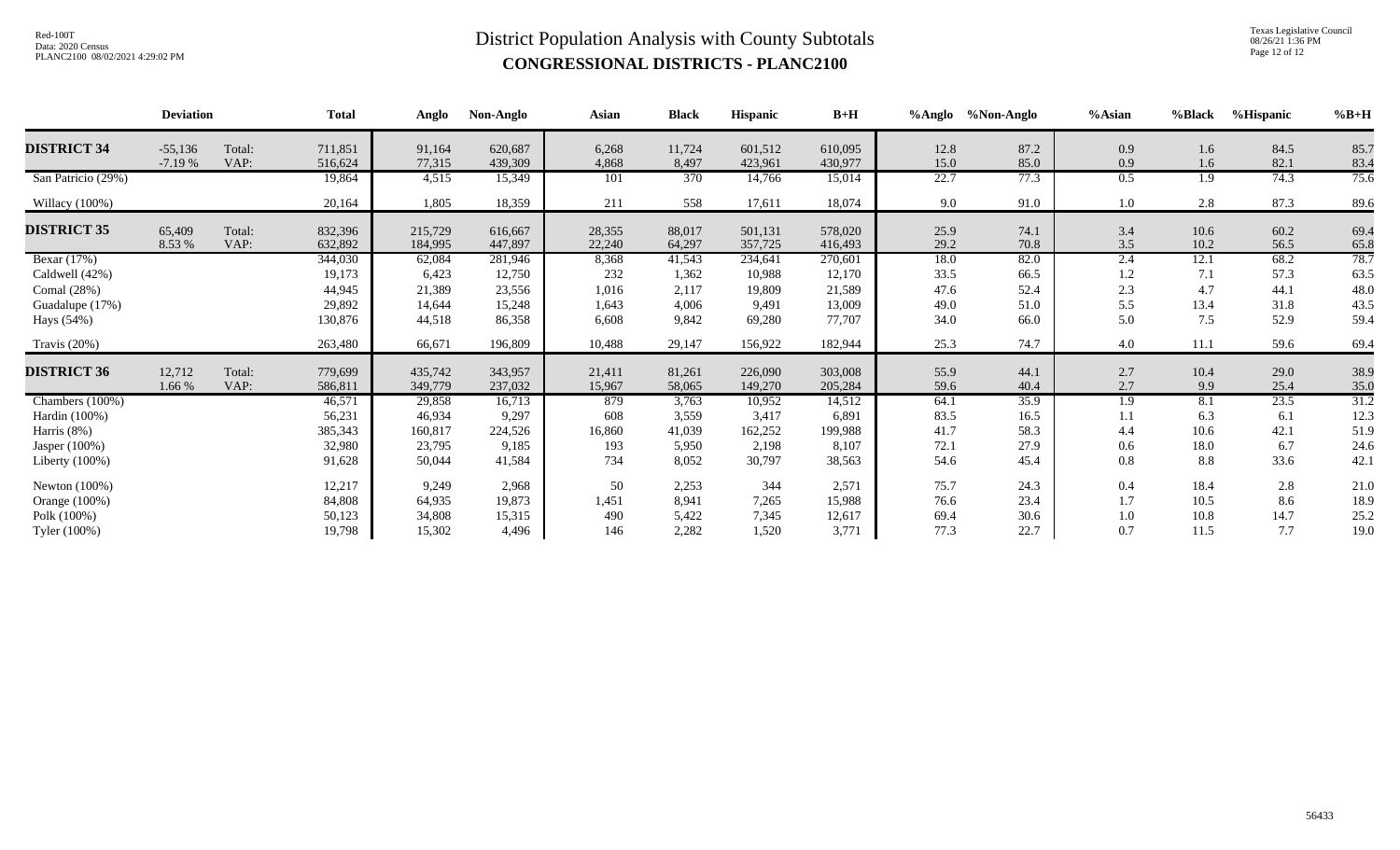# District Population Analysis with County Subtotals

## CONGRESSIONAL DISTRICTS - PLANC2100

Red-100T
Data: 2020 Census
PLANC2100 08/02/2021 4:29:02 PM

Texas Legislative Council
08/26/21 1:36 PM

| | Deviation | | Total | Anglo | Non-Anglo | Asian | Black | Hispanic | B+H | %Anglo | %Non-Anglo | %Asian | %Black | %Hispanic | %B+H |
|---|---|---|---|---|---|---|---|---|---|---|---|---|---|---|---|
| **DISTRICT 34** | -55,136 | Total: | 711,851 | 91,164 | 620,687 | 6,268 | 11,724 | 601,512 | 610,095 | 12.8 | 87.2 | 0.9 | 1.6 | 84.5 | 85.7 |
| | -7.19 % | VAP: | 516,624 | 77,315 | 439,309 | 4,868 | 8,497 | 423,961 | 430,977 | 15.0 | 85.0 | 0.9 | 1.6 | 82.1 | 83.4 |
| San Patricio (29%) | | | 19,864 | 4,515 | 15,349 | 101 | 370 | 14,766 | 15,014 | 22.7 | 77.3 | 0.5 | 1.9 | 74.3 | 75.6 |
| Willacy (100%) | | | 20,164 | 1,805 | 18,359 | 211 | 558 | 17,611 | 18,074 | 9.0 | 91.0 | 1.0 | 2.8 | 87.3 | 89.6 |
| **DISTRICT 35** | 65,409 | Total: | 832,396 | 215,729 | 616,667 | 28,355 | 88,017 | 501,131 | 578,020 | 25.9 | 74.1 | 3.4 | 10.6 | 60.2 | 69.4 |
| | 8.53 % | VAP: | 632,892 | 184,995 | 447,897 | 22,240 | 64,297 | 357,725 | 416,493 | 29.2 | 70.8 | 3.5 | 10.2 | 56.5 | 65.8 |
| Bexar (17%) | | | 344,030 | 62,084 | 281,946 | 8,368 | 41,543 | 234,641 | 270,601 | 18.0 | 82.0 | 2.4 | 12.1 | 68.2 | 78.7 |
| Caldwell (42%) | | | 19,173 | 6,423 | 12,750 | 232 | 1,362 | 10,988 | 12,170 | 33.5 | 66.5 | 1.2 | 7.1 | 57.3 | 63.5 |
| Comal (28%) | | | 44,945 | 21,389 | 23,556 | 1,016 | 2,117 | 19,809 | 21,589 | 47.6 | 52.4 | 2.3 | 4.7 | 44.1 | 48.0 |
| Guadalupe (17%) | | | 29,892 | 14,644 | 15,248 | 1,643 | 4,006 | 9,491 | 13,009 | 49.0 | 51.0 | 5.5 | 13.4 | 31.8 | 43.5 |
| Hays (54%) | | | 130,876 | 44,518 | 86,358 | 6,608 | 9,842 | 69,280 | 77,707 | 34.0 | 66.0 | 5.0 | 7.5 | 52.9 | 59.4 |
| Travis (20%) | | | 263,480 | 66,671 | 196,809 | 10,488 | 29,147 | 156,922 | 182,944 | 25.3 | 74.7 | 4.0 | 11.1 | 59.6 | 69.4 |
| **DISTRICT 36** | 12,712 | Total: | 779,699 | 435,742 | 343,957 | 21,411 | 81,261 | 226,090 | 303,008 | 55.9 | 44.1 | 2.7 | 10.4 | 29.0 | 38.9 |
| | 1.66 % | VAP: | 586,811 | 349,779 | 237,032 | 15,967 | 58,065 | 149,270 | 205,284 | 59.6 | 40.4 | 2.7 | 9.9 | 25.4 | 35.0 |
| Chambers (100%) | | | 46,571 | 29,858 | 16,713 | 879 | 3,763 | 10,952 | 14,512 | 64.1 | 35.9 | 1.9 | 8.1 | 23.5 | 31.2 |
| Hardin (100%) | | | 56,231 | 46,934 | 9,297 | 608 | 3,559 | 3,417 | 6,891 | 83.5 | 16.5 | 1.1 | 6.3 | 6.1 | 12.3 |
| Harris (8%) | | | 385,343 | 160,817 | 224,526 | 16,860 | 41,039 | 162,252 | 199,988 | 41.7 | 58.3 | 4.4 | 10.6 | 42.1 | 51.9 |
| Jasper (100%) | | | 32,980 | 23,795 | 9,185 | 193 | 5,950 | 2,198 | 8,107 | 72.1 | 27.9 | 0.6 | 18.0 | 6.7 | 24.6 |
| Liberty (100%) | | | 91,628 | 50,044 | 41,584 | 734 | 8,052 | 30,797 | 38,563 | 54.6 | 45.4 | 0.8 | 8.8 | 33.6 | 42.1 |
| Newton (100%) | | | 12,217 | 9,249 | 2,968 | 50 | 2,253 | 344 | 2,571 | 75.7 | 24.3 | 0.4 | 18.4 | 2.8 | 21.0 |
| Orange (100%) | | | 84,808 | 64,935 | 19,873 | 1,451 | 8,941 | 7,265 | 15,988 | 76.6 | 23.4 | 1.7 | 10.5 | 8.6 | 18.9 |
| Polk (100%) | | | 50,123 | 34,808 | 15,315 | 490 | 5,422 | 7,345 | 12,617 | 69.4 | 30.6 | 1.0 | 10.8 | 14.7 | 25.2 |
| Tyler (100%) | | | 19,798 | 15,302 | 4,496 | 146 | 2,282 | 1,520 | 3,771 | 77.3 | 22.7 | 0.7 | 11.5 | 7.7 | 19.0 |

56433